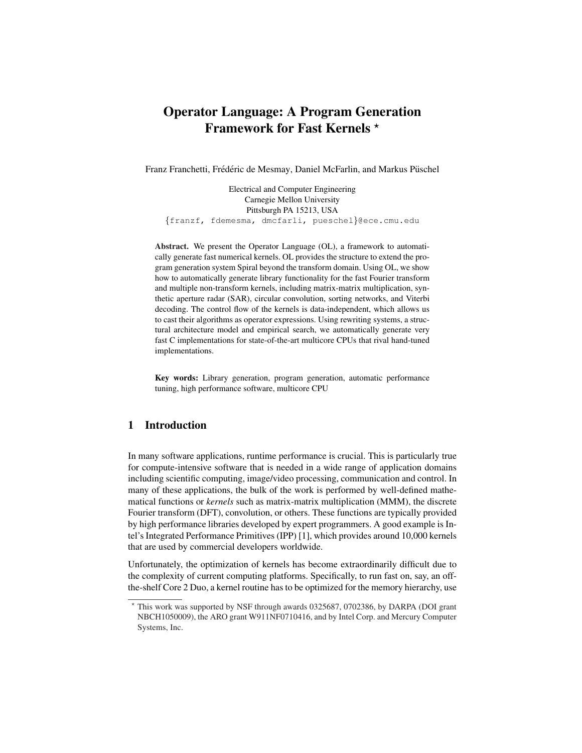# Operator Language: A Program Generation Framework for Fast Kernels *

Franz Franchetti, Frédéric de Mesmay, Daniel McFarlin, and Markus Püschel

Electrical and Computer Engineering
Carnegie Mellon University
Pittsburgh PA 15213, USA
{franzf, fdemesma, dmcfarli, pueschel}@ece.cmu.edu

**Abstract.** We present the Operator Language (OL), a framework to automatically generate fast numerical kernels. OL provides the structure to extend the program generation system Spiral beyond the transform domain. Using OL, we show how to automatically generate library functionality for the fast Fourier transform and multiple non-transform kernels, including matrix-matrix multiplication, synthetic aperture radar (SAR), circular convolution, sorting networks, and Viterbi decoding. The control flow of the kernels is data-independent, which allows us to cast their algorithms as operator expressions. Using rewriting systems, a structural architecture model and empirical search, we automatically generate very fast C implementations for state-of-the-art multicore CPUs that rival hand-tuned implementations.

**Key words:** Library generation, program generation, automatic performance tuning, high performance software, multicore CPU

## 1 Introduction

In many software applications, runtime performance is crucial. This is particularly true for compute-intensive software that is needed in a wide range of application domains including scientific computing, image/video processing, communication and control. In many of these applications, the bulk of the work is performed by well-defined mathematical functions or *kernels* such as matrix-matrix multiplication (MMM), the discrete Fourier transform (DFT), convolution, or others. These functions are typically provided by high performance libraries developed by expert programmers. A good example is Intel's Integrated Performance Primitives (IPP) [1], which provides around 10,000 kernels that are used by commercial developers worldwide.

Unfortunately, the optimization of kernels has become extraordinarily difficult due to the complexity of current computing platforms. Specifically, to run fast on, say, an off-the-shelf Core 2 Duo, a kernel routine has to be optimized for the memory hierarchy, use

* This work was supported by NSF through awards 0325687, 0702386, by DARPA (DOI grant NBCH1050009), the ARO grant W911NF0710416, and by Intel Corp. and Mercury Computer Systems, Inc.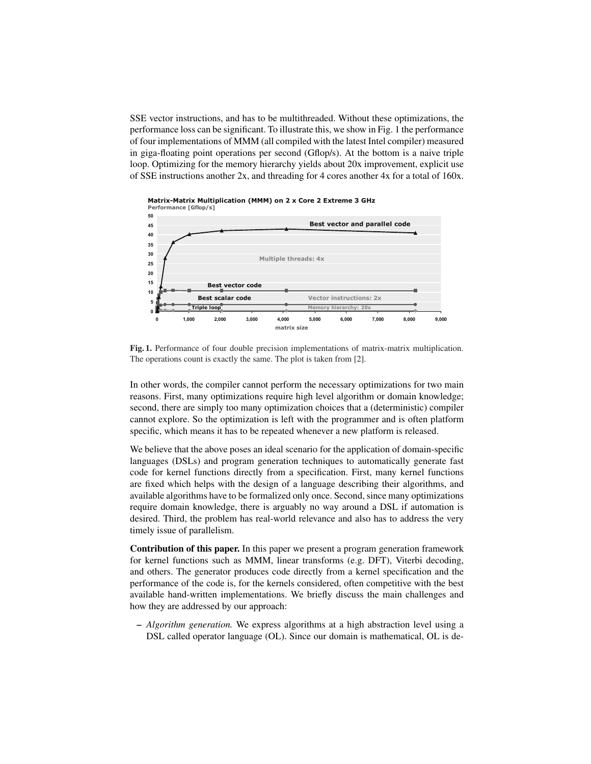SSE vector instructions, and has to be multithreaded. Without these optimizations, the performance loss can be significant. To illustrate this, we show in Fig. 1 the performance of four implementations of MMM (all compiled with the latest Intel compiler) measured in giga-floating point operations per second (Gflop/s). At the bottom is a naive triple loop. Optimizing for the memory hierarchy yields about 20x improvement, explicit use of SSE instructions another 2x, and threading for 4 cores another 4x for a total of 160x.

**Matrix-Matrix Multiplication (MMM) on 2 x Core 2 Extreme 3 GHz**
Performance [Gflop/s]

50
45
40
35
30
25
20
15
10
5
0

Best vector and parallel code
Multiple threads: 4x
Best vector code
Best scalar code
Vector instructions: 2x
Triple loop
Memory hierarchy: 20x

0 1,000 2,000 3,000 4,000 5,000 6,000 7,000 8,000 9,000
matrix size

**Fig. 1.** Performance of four double precision implementations of matrix-matrix multiplication. The operations count is exactly the same. The plot is taken from [2].

In other words, the compiler cannot perform the necessary optimizations for two main reasons. First, many optimizations require high level algorithm or domain knowledge; second, there are simply too many optimization choices that a (deterministic) compiler cannot explore. So the optimization is left with the programmer and is often platform specific, which means it has to be repeated whenever a new platform is released.

We believe that the above poses an ideal scenario for the application of domain-specific languages (DSLs) and program generation techniques to automatically generate fast code for kernel functions directly from a specification. First, many kernel functions are fixed which helps with the design of a language describing their algorithms, and available algorithms have to be formalized only once. Second, since many optimizations require domain knowledge, there is arguably no way around a DSL if automation is desired. Third, the problem has real-world relevance and also has to address the very timely issue of parallelism.

**Contribution of this paper.** In this paper we present a program generation framework for kernel functions such as MMM, linear transforms (e.g. DFT), Viterbi decoding, and others. The generator produces code directly from a kernel specification and the performance of the code is, for the kernels considered, often competitive with the best available hand-written implementations. We briefly discuss the main challenges and how they are addressed by our approach:

- *Algorithm generation.* We express algorithms at a high abstraction level using a DSL called operator language (OL). Since our domain is mathematical, OL is de-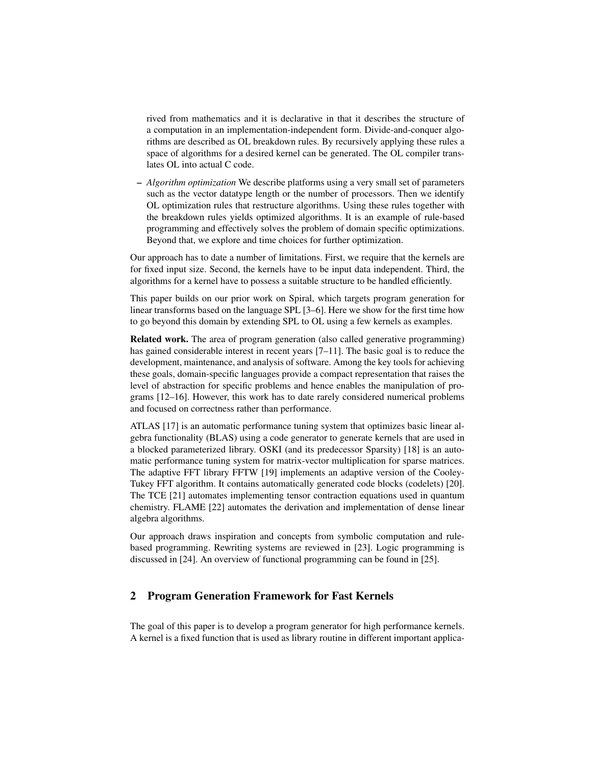rived from mathematics and it is declarative in that it describes the structure of a computation in an implementation-independent form. Divide-and-conquer algorithms are described as OL breakdown rules. By recursively applying these rules a space of algorithms for a desired kernel can be generated. The OL compiler translates OL into actual C code.

- *Algorithm optimization* We describe platforms using a very small set of parameters such as the vector datatype length or the number of processors. Then we identify OL optimization rules that restructure algorithms. Using these rules together with the breakdown rules yields optimized algorithms. It is an example of rule-based programming and effectively solves the problem of domain specific optimizations. Beyond that, we explore and time choices for further optimization.

Our approach has to date a number of limitations. First, we require that the kernels are for fixed input size. Second, the kernels have to be input data independent. Third, the algorithms for a kernel have to possess a suitable structure to be handled efficiently.

This paper builds on our prior work on Spiral, which targets program generation for linear transforms based on the language SPL [3–6]. Here we show for the first time how to go beyond this domain by extending SPL to OL using a few kernels as examples.

**Related work.** The area of program generation (also called generative programming) has gained considerable interest in recent years [7–11]. The basic goal is to reduce the development, maintenance, and analysis of software. Among the key tools for achieving these goals, domain-specific languages provide a compact representation that raises the level of abstraction for specific problems and hence enables the manipulation of programs [12–16]. However, this work has to date rarely considered numerical problems and focused on correctness rather than performance.

ATLAS [17] is an automatic performance tuning system that optimizes basic linear algebra functionality (BLAS) using a code generator to generate kernels that are used in a blocked parameterized library. OSKI (and its predecessor Sparsity) [18] is an automatic performance tuning system for matrix-vector multiplication for sparse matrices. The adaptive FFT library FFTW [19] implements an adaptive version of the Cooley-Tukey FFT algorithm. It contains automatically generated code blocks (codelets) [20]. The TCE [21] automates implementing tensor contraction equations used in quantum chemistry. FLAME [22] automates the derivation and implementation of dense linear algebra algorithms.

Our approach draws inspiration and concepts from symbolic computation and rule-based programming. Rewriting systems are reviewed in [23]. Logic programming is discussed in [24]. An overview of functional programming can be found in [25].

## 2 Program Generation Framework for Fast Kernels

The goal of this paper is to develop a program generator for high performance kernels. A kernel is a fixed function that is used as library routine in different important applica-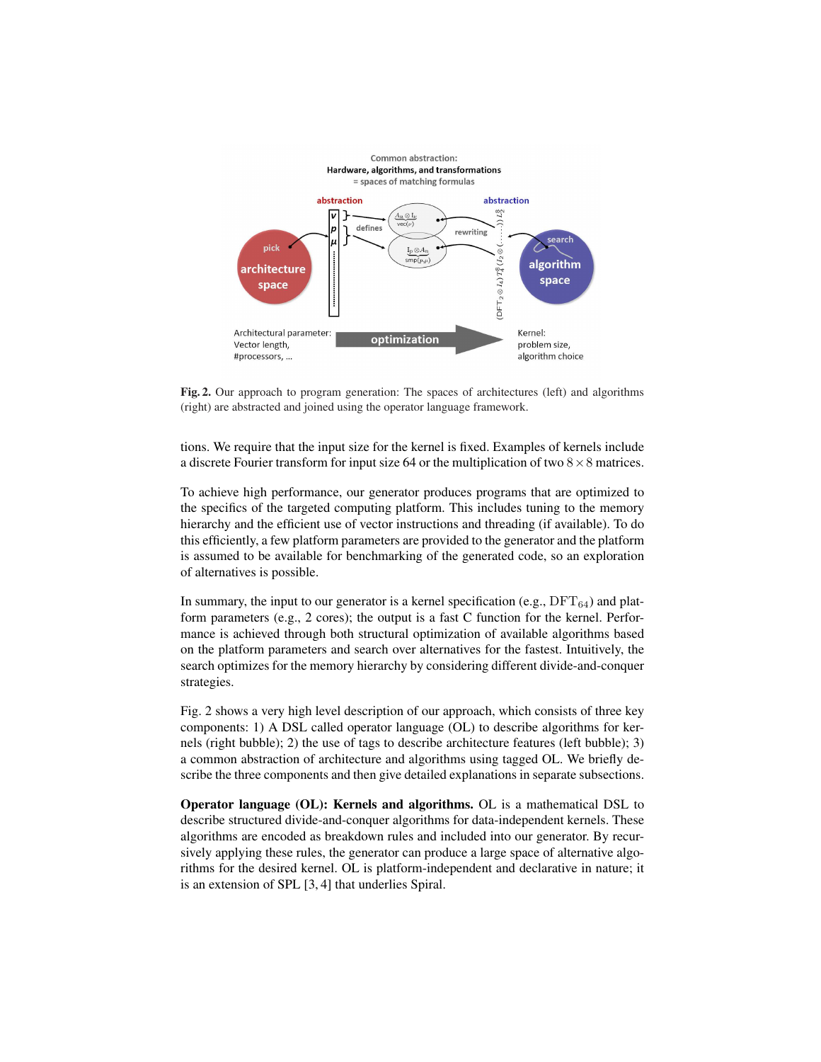**Fig. 2.** Our approach to program generation: The spaces of architectures (left) and algorithms (right) are abstracted and joined using the operator language framework.

tions. We require that the input size for the kernel is fixed. Examples of kernels include a discrete Fourier transform for input size 64 or the multiplication of two $8 \times 8$ matrices.

To achieve high performance, our generator produces programs that are optimized to the specifics of the targeted computing platform. This includes tuning to the memory hierarchy and the efficient use of vector instructions and threading (if available). To do this efficiently, a few platform parameters are provided to the generator and the platform is assumed to be available for benchmarking of the generated code, so an exploration of alternatives is possible.

In summary, the input to our generator is a kernel specification (e.g., $\mathrm{DFT}_{64}$) and platform parameters (e.g., 2 cores); the output is a fast C function for the kernel. Performance is achieved through both structural optimization of available algorithms based on the platform parameters and search over alternatives for the fastest. Intuitively, the search optimizes for the memory hierarchy by considering different divide-and-conquer strategies.

Fig. 2 shows a very high level description of our approach, which consists of three key components: 1) A DSL called operator language (OL) to describe algorithms for kernels (right bubble); 2) the use of tags to describe architecture features (left bubble); 3) a common abstraction of architecture and algorithms using tagged OL. We briefly describe the three components and then give detailed explanations in separate subsections.

**Operator language (OL): Kernels and algorithms.** OL is a mathematical DSL to describe structured divide-and-conquer algorithms for data-independent kernels. These algorithms are encoded as breakdown rules and included into our generator. By recursively applying these rules, the generator can produce a large space of alternative algorithms for the desired kernel. OL is platform-independent and declarative in nature; it is an extension of SPL [3, 4] that underlies Spiral.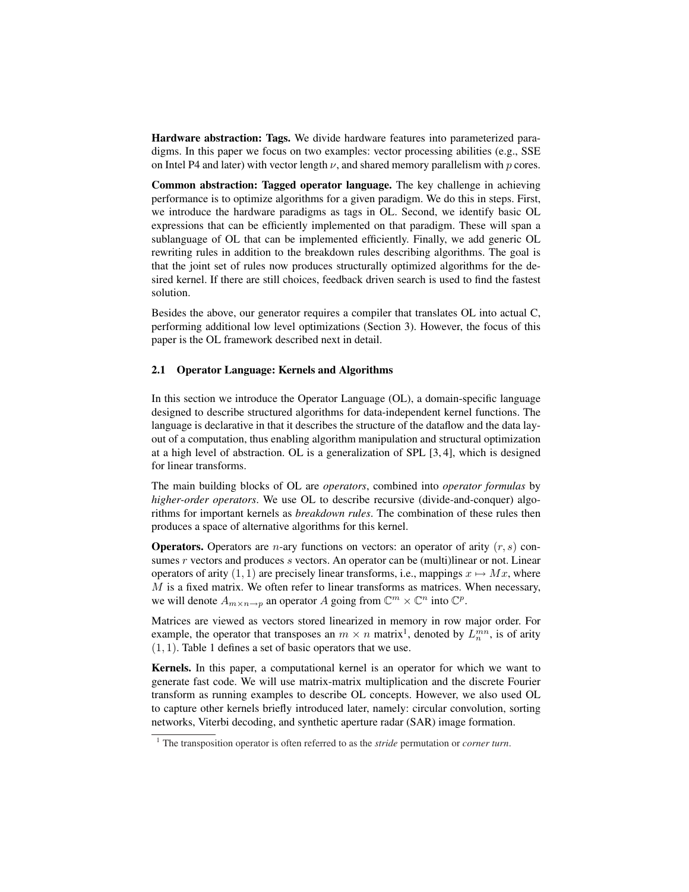**Hardware abstraction: Tags.** We divide hardware features into parameterized paradigms. In this paper we focus on two examples: vector processing abilities (e.g., SSE on Intel P4 and later) with vector length $\nu$, and shared memory parallelism with $p$ cores.

**Common abstraction: Tagged operator language.** The key challenge in achieving performance is to optimize algorithms for a given paradigm. We do this in steps. First, we introduce the hardware paradigms as tags in OL. Second, we identify basic OL expressions that can be efficiently implemented on that paradigm. These will span a sublanguage of OL that can be implemented efficiently. Finally, we add generic OL rewriting rules in addition to the breakdown rules describing algorithms. The goal is that the joint set of rules now produces structurally optimized algorithms for the desired kernel. If there are still choices, feedback driven search is used to find the fastest solution.

Besides the above, our generator requires a compiler that translates OL into actual C, performing additional low level optimizations (Section 3). However, the focus of this paper is the OL framework described next in detail.

### 2.1 Operator Language: Kernels and Algorithms

In this section we introduce the Operator Language (OL), a domain-specific language designed to describe structured algorithms for data-independent kernel functions. The language is declarative in that it describes the structure of the dataflow and the data layout of a computation, thus enabling algorithm manipulation and structural optimization at a high level of abstraction. OL is a generalization of SPL [3, 4], which is designed for linear transforms.

The main building blocks of OL are *operators*, combined into *operator formulas* by *higher-order operators*. We use OL to describe recursive (divide-and-conquer) algorithms for important kernels as *breakdown rules*. The combination of these rules then produces a space of alternative algorithms for this kernel.

**Operators.** Operators are $n$-ary functions on vectors: an operator of arity $(r, s)$ consumes $r$ vectors and produces $s$ vectors. An operator can be (multi)linear or not. Linear operators of arity $(1, 1)$ are precisely linear transforms, i.e., mappings $x \mapsto Mx$, where $M$ is a fixed matrix. We often refer to linear transforms as matrices. When necessary, we will denote $A_{m \times n \to p}$ an operator $A$ going from $\mathbb{C}^m \times \mathbb{C}^n$ into $\mathbb{C}^p$.

Matrices are viewed as vectors stored linearized in memory in row major order. For example, the operator that transposes an $m \times n$ matrix[1], denoted by $L_n^{mn}$, is of arity $(1, 1)$. Table 1 defines a set of basic operators that we use.

**Kernels.** In this paper, a computational kernel is an operator for which we want to generate fast code. We will use matrix-matrix multiplication and the discrete Fourier transform as running examples to describe OL concepts. However, we also used OL to capture other kernels briefly introduced later, namely: circular convolution, sorting networks, Viterbi decoding, and synthetic aperture radar (SAR) image formation.

[1] The transposition operator is often referred to as the *stride* permutation or *corner turn*.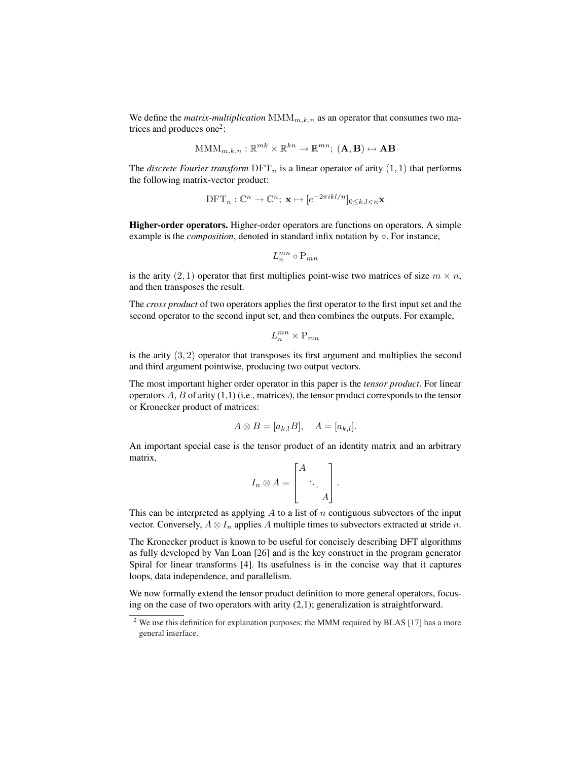We define the *matrix-multiplication* $\mathrm{MMM}_{m,k,n}$ as an operator that consumes two matrices and produces one[2]:

$$\mathrm{MMM}_{m,k,n} : \mathbb{R}^{mk} \times \mathbb{R}^{kn} \to \mathbb{R}^{mn};\ (\mathbf{A}, \mathbf{B}) \mapsto \mathbf{AB}$$

The *discrete Fourier transform* $\mathrm{DFT}_n$ is a linear operator of arity $(1,1)$ that performs the following matrix-vector product:

$$\mathrm{DFT}_n : \mathbb{C}^n \to \mathbb{C}^n;\ \mathbf{x} \mapsto [e^{-2\pi ikl/n}]_{0 \leq k,l < n}\mathbf{x}$$

**Higher-order operators.** Higher-order operators are functions on operators. A simple example is the *composition*, denoted in standard infix notation by $\circ$. For instance,

$$L_n^{mn} \circ \mathrm{P}_{mn}$$

is the arity $(2,1)$ operator that first multiplies point-wise two matrices of size $m \times n$, and then transposes the result.

The *cross product* of two operators applies the first operator to the first input set and the second operator to the second input set, and then combines the outputs. For example,

$$L_n^{mn} \times \mathrm{P}_{mn}$$

is the arity $(3,2)$ operator that transposes its first argument and multiplies the second and third argument pointwise, producing two output vectors.

The most important higher order operator in this paper is the *tensor product*. For linear operators $A, B$ of arity (1,1) (i.e., matrices), the tensor product corresponds to the tensor or Kronecker product of matrices:

$$A \otimes B = [a_{k,l}B], \quad A = [a_{k,l}].$$

An important special case is the tensor product of an identity matrix and an arbitrary matrix,

$$I_n \otimes A = \begin{bmatrix} A & & \\ & \ddots & \\ & & A \end{bmatrix}.$$

This can be interpreted as applying $A$ to a list of $n$ contiguous subvectors of the input vector. Conversely, $A \otimes I_n$ applies $A$ multiple times to subvectors extracted at stride $n$.

The Kronecker product is known to be useful for concisely describing DFT algorithms as fully developed by Van Loan [26] and is the key construct in the program generator Spiral for linear transforms [4]. Its usefulness is in the concise way that it captures loops, data independence, and parallelism.

We now formally extend the tensor product definition to more general operators, focusing on the case of two operators with arity (2,1); generalization is straightforward.

[2] We use this definition for explanation purposes; the MMM required by BLAS [17] has a more general interface.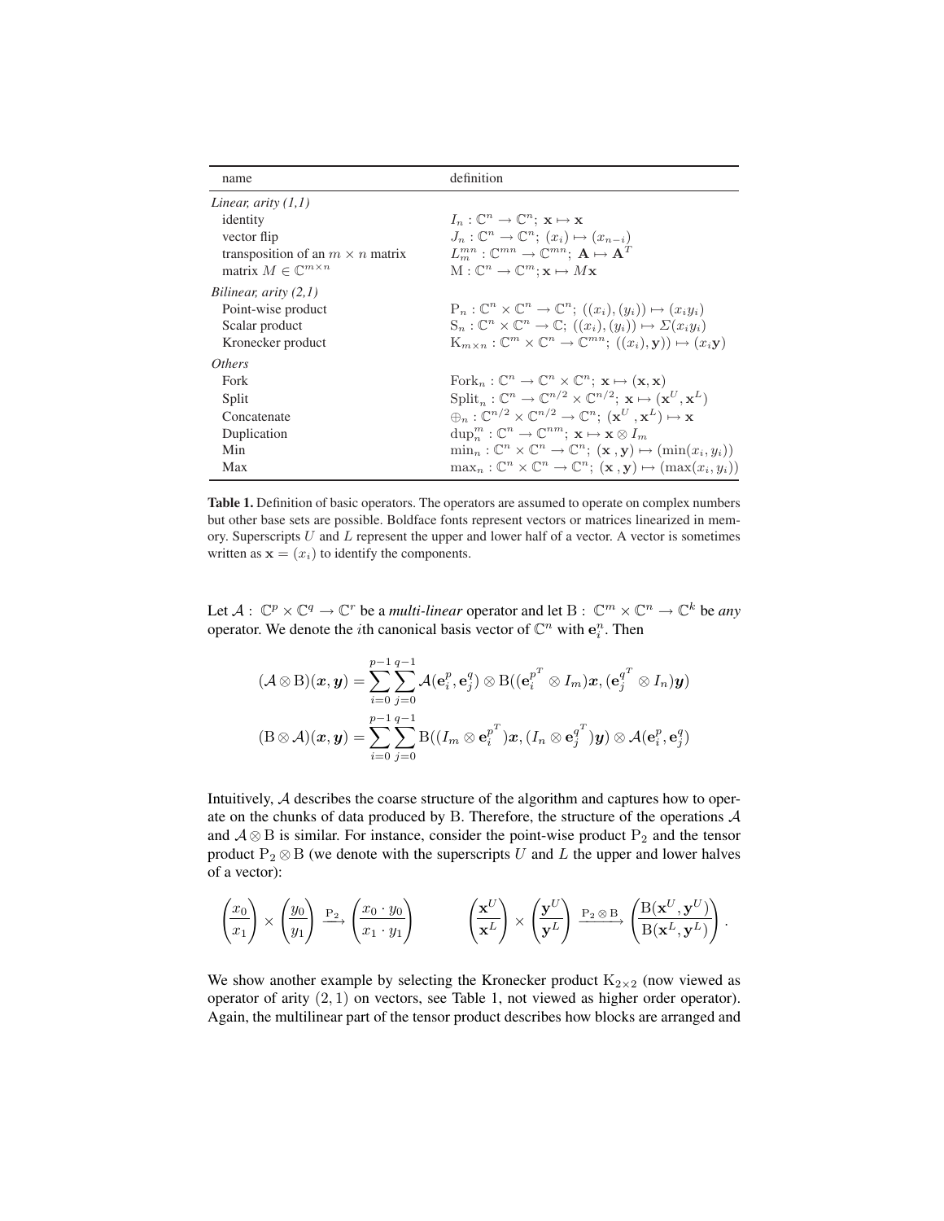| name | definition |
|---|---|
| *Linear, arity (1,1)* | |
| identity | $I_n : \mathbb{C}^n \to \mathbb{C}^n;\ \mathbf{x} \mapsto \mathbf{x}$ |
| vector flip | $J_n : \mathbb{C}^n \to \mathbb{C}^n;\ (x_i) \mapsto (x_{n-i})$ |
| transposition of an $m \times n$ matrix | $L_m^{mn} : \mathbb{C}^{mn} \to \mathbb{C}^{mn};\ \mathbf{A} \mapsto \mathbf{A}^T$ |
| matrix $M \in \mathbb{C}^{m\times n}$ | $\mathrm{M} : \mathbb{C}^n \to \mathbb{C}^m; \mathbf{x} \mapsto M\mathbf{x}$ |
| *Bilinear, arity (2,1)* | |
| Point-wise product | $\mathrm{P}_n : \mathbb{C}^n \times \mathbb{C}^n \to \mathbb{C}^n;\ ((x_i),(y_i)) \mapsto (x_i y_i)$ |
| Scalar product | $\mathrm{S}_n : \mathbb{C}^n \times \mathbb{C}^n \to \mathbb{C};\ ((x_i),(y_i)) \mapsto \Sigma(x_i y_i)$ |
| Kronecker product | $\mathrm{K}_{m\times n} : \mathbb{C}^m \times \mathbb{C}^n \to \mathbb{C}^{mn};\ ((x_i),\mathbf{y}) \mapsto (x_i\mathbf{y})$ |
| *Others* | |
| Fork | $\mathrm{Fork}_n : \mathbb{C}^n \to \mathbb{C}^n \times \mathbb{C}^n;\ \mathbf{x} \mapsto (\mathbf{x},\mathbf{x})$ |
| Split | $\mathrm{Split}_n : \mathbb{C}^n \to \mathbb{C}^{n/2} \times \mathbb{C}^{n/2};\ \mathbf{x} \mapsto (\mathbf{x}^U,\mathbf{x}^L)$ |
| Concatenate | $\oplus_n : \mathbb{C}^{n/2} \times \mathbb{C}^{n/2} \to \mathbb{C}^n;\ (\mathbf{x}^U,\mathbf{x}^L) \mapsto \mathbf{x}$ |
| Duplication | $\mathrm{dup}_n^m : \mathbb{C}^n \to \mathbb{C}^{nm};\ \mathbf{x} \mapsto \mathbf{x} \otimes I_m$ |
| Min | $\min_n : \mathbb{C}^n \times \mathbb{C}^n \to \mathbb{C}^n;\ (\mathbf{x},\mathbf{y}) \mapsto (\min(x_i,y_i))$ |
| Max | $\max_n : \mathbb{C}^n \times \mathbb{C}^n \to \mathbb{C}^n;\ (\mathbf{x},\mathbf{y}) \mapsto (\max(x_i,y_i))$ |

**Table 1.** Definition of basic operators. The operators are assumed to operate on complex numbers but other base sets are possible. Boldface fonts represent vectors or matrices linearized in memory. Superscripts $U$ and $L$ represent the upper and lower half of a vector. A vector is sometimes written as $\mathbf{x} = (x_i)$ to identify the components.

Let $\mathcal{A} :\ \mathbb{C}^p \times \mathbb{C}^q \to \mathbb{C}^r$ be a *multi-linear* operator and let $\mathrm{B} :\ \mathbb{C}^m \times \mathbb{C}^n \to \mathbb{C}^k$ be *any* operator. We denote the $i$th canonical basis vector of $\mathbb{C}^n$ with $\mathbf{e}_i^n$. Then

$$(\mathcal{A} \otimes \mathrm{B})(\boldsymbol{x},\boldsymbol{y}) = \sum_{i=0}^{p-1}\sum_{j=0}^{q-1} \mathcal{A}(\mathbf{e}_i^p,\mathbf{e}_j^q) \otimes \mathrm{B}((\mathbf{e}_i^{p^T} \otimes I_m)\boldsymbol{x}, (\mathbf{e}_j^{q^T} \otimes I_n)\boldsymbol{y})$$

$$(\mathrm{B} \otimes \mathcal{A})(\boldsymbol{x},\boldsymbol{y}) = \sum_{i=0}^{p-1}\sum_{j=0}^{q-1} \mathrm{B}((I_m \otimes \mathbf{e}_i^{p^T})\boldsymbol{x}, (I_n \otimes \mathbf{e}_j^{q^T})\boldsymbol{y}) \otimes \mathcal{A}(\mathbf{e}_i^p,\mathbf{e}_j^q)$$

Intuitively, $\mathcal{A}$ describes the coarse structure of the algorithm and captures how to operate on the chunks of data produced by $\mathrm{B}$. Therefore, the structure of the operations $\mathcal{A}$ and $\mathcal{A} \otimes \mathrm{B}$ is similar. For instance, consider the point-wise product $\mathrm{P}_2$ and the tensor product $\mathrm{P}_2 \otimes \mathrm{B}$ (we denote with the superscripts $U$ and $L$ the upper and lower halves of a vector):

$$\begin{pmatrix} x_0 \\ x_1 \end{pmatrix} \times \begin{pmatrix} y_0 \\ y_1 \end{pmatrix} \xrightarrow{\mathrm{P}_2} \begin{pmatrix} x_0 \cdot y_0 \\ x_1 \cdot y_1 \end{pmatrix} \qquad \begin{pmatrix} \mathbf{x}^U \\ \mathbf{x}^L \end{pmatrix} \times \begin{pmatrix} \mathbf{y}^U \\ \mathbf{y}^L \end{pmatrix} \xrightarrow{\mathrm{P}_2 \otimes \mathrm{B}} \begin{pmatrix} \mathrm{B}(\mathbf{x}^U,\mathbf{y}^U) \\ \mathrm{B}(\mathbf{x}^L,\mathbf{y}^L) \end{pmatrix}.$$

We show another example by selecting the Kronecker product $\mathrm{K}_{2\times 2}$ (now viewed as operator of arity $(2,1)$ on vectors, see Table 1, not viewed as higher order operator). Again, the multilinear part of the tensor product describes how blocks are arranged and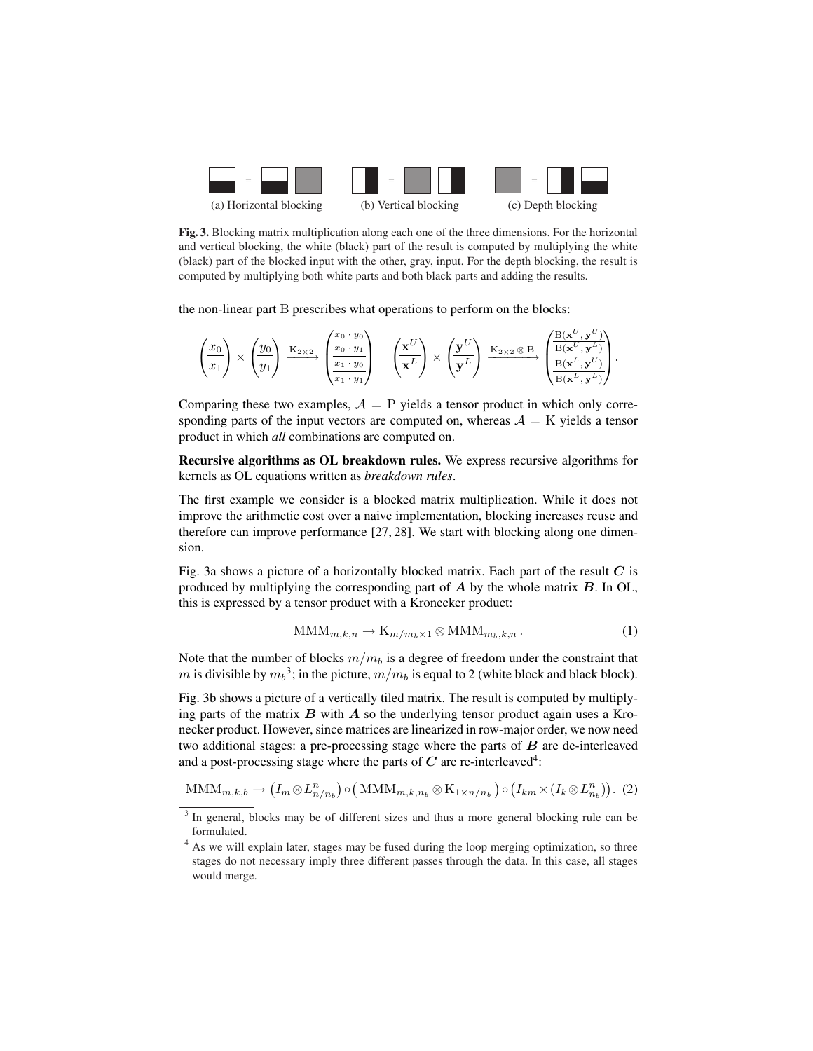(a) Horizontal blocking (b) Vertical blocking (c) Depth blocking

**Fig. 3.** Blocking matrix multiplication along each one of the three dimensions. For the horizontal and vertical blocking, the white (black) part of the result is computed by multiplying the white (black) part of the blocked input with the other, gray, input. For the depth blocking, the result is computed by multiplying both white parts and both black parts and adding the results.

the non-linear part B prescribes what operations to perform on the blocks:

$$\begin{pmatrix} x_0 \\ \hline x_1 \end{pmatrix} \times \begin{pmatrix} y_0 \\ \hline y_1 \end{pmatrix} \xrightarrow{\mathrm{K}_{2\times 2}} \begin{pmatrix} x_0 \cdot y_0 \\ \hline x_0 \cdot y_1 \\ \hline x_1 \cdot y_0 \\ \hline x_1 \cdot y_1 \end{pmatrix} \quad \begin{pmatrix} \mathbf{x}^U \\ \hline \mathbf{x}^L \end{pmatrix} \times \begin{pmatrix} \mathbf{y}^U \\ \hline \mathbf{y}^L \end{pmatrix} \xrightarrow{\mathrm{K}_{2\times 2} \otimes \mathrm{B}} \begin{pmatrix} \mathrm{B}(\mathbf{x}^U, \mathbf{y}^U) \\ \hline \mathrm{B}(\mathbf{x}^U, \mathbf{y}^L) \\ \hline \mathrm{B}(\mathbf{x}^L, \mathbf{y}^U) \\ \hline \mathrm{B}(\mathbf{x}^L, \mathbf{y}^L) \end{pmatrix}.$$

Comparing these two examples, $\mathcal{A} = \mathrm{P}$ yields a tensor product in which only corresponding parts of the input vectors are computed on, whereas $\mathcal{A} = \mathrm{K}$ yields a tensor product in which *all* combinations are computed on.

**Recursive algorithms as OL breakdown rules.** We express recursive algorithms for kernels as OL equations written as *breakdown rules*.

The first example we consider is a blocked matrix multiplication. While it does not improve the arithmetic cost over a naive implementation, blocking increases reuse and therefore can improve performance [27, 28]. We start with blocking along one dimension.

Fig. 3a shows a picture of a horizontally blocked matrix. Each part of the result $\boldsymbol{C}$ is produced by multiplying the corresponding part of $\boldsymbol{A}$ by the whole matrix $\boldsymbol{B}$. In OL, this is expressed by a tensor product with a Kronecker product:

$$\mathrm{MMM}_{m,k,n} \rightarrow \mathrm{K}_{m/m_b \times 1} \otimes \mathrm{MMM}_{m_b,k,n}\,. \tag{1}$$

Note that the number of blocks $m/m_b$ is a degree of freedom under the constraint that $m$ is divisible by $m_b$[3]; in the picture, $m/m_b$ is equal to 2 (white block and black block).

Fig. 3b shows a picture of a vertically tiled matrix. The result is computed by multiplying parts of the matrix $\boldsymbol{B}$ with $\boldsymbol{A}$ so the underlying tensor product again uses a Kronecker product. However, since matrices are linearized in row-major order, we now need two additional stages: a pre-processing stage where the parts of $\boldsymbol{B}$ are de-interleaved and a post-processing stage where the parts of $\boldsymbol{C}$ are re-interleaved[4]:

$$\mathrm{MMM}_{m,k,b} \rightarrow \left(I_m \otimes L^n_{n/n_b}\right) \circ \left(\,\mathrm{MMM}_{m,k,n_b} \otimes \mathrm{K}_{1\times n/n_b}\,\right) \circ \left(I_{km} \times (I_k \otimes L^n_{n_b})\right). \tag{2}$$

---

[3] In general, blocks may be of different sizes and thus a more general blocking rule can be formulated.

[4] As we will explain later, stages may be fused during the loop merging optimization, so three stages do not necessary imply three different passes through the data. In this case, all stages would merge.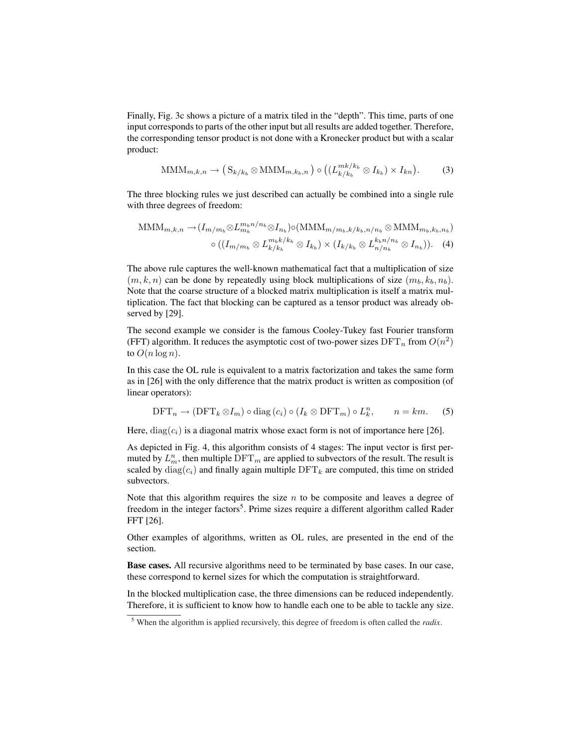Finally, Fig. 3c shows a picture of a matrix tiled in the "depth". This time, parts of one input corresponds to parts of the other input but all results are added together. Therefore, the corresponding tensor product is not done with a Kronecker product but with a scalar product:

$$\mathrm{MMM}_{m,k,n} \rightarrow \big(\, \mathrm{S}_{k/k_b} \otimes \mathrm{MMM}_{m,k_b,n} \,\big) \circ \big( (L^{mk/k_b}_{k/k_b} \otimes I_{k_b}) \times I_{kn} \big). \qquad (3)$$

The three blocking rules we just described can actually be combined into a single rule with three degrees of freedom:

$$\begin{aligned} \mathrm{MMM}_{m,k,n} \rightarrow & (I_{m/m_b} \otimes L^{m_b n/n_b}_{m_b} \otimes I_{n_b}) \circ (\mathrm{MMM}_{m/m_b,k/k_b,n/n_b} \otimes \mathrm{MMM}_{m_b,k_b,n_b}) \\ & \circ ((I_{m/m_b} \otimes L^{m_b k/k_b}_{k/k_b} \otimes I_{k_b}) \times (I_{k/k_b} \otimes L^{k_b n/n_b}_{n/n_b} \otimes I_{n_b})). \qquad (4) \end{aligned}$$

The above rule captures the well-known mathematical fact that a multiplication of size $(m, k, n)$ can be done by repeatedly using block multiplications of size $(m_b, k_b, n_b)$. Note that the coarse structure of a blocked matrix multiplication is itself a matrix multiplication. The fact that blocking can be captured as a tensor product was already observed by [29].

The second example we consider is the famous Cooley-Tukey fast Fourier transform (FFT) algorithm. It reduces the asymptotic cost of two-power sizes $\mathrm{DFT}_n$ from $O(n^2)$ to $O(n \log n)$.

In this case the OL rule is equivalent to a matrix factorization and takes the same form as in [26] with the only difference that the matrix product is written as composition (of linear operators):

$$\mathrm{DFT}_n \rightarrow (\mathrm{DFT}_k \otimes I_m) \circ \mathrm{diag}\,(c_i) \circ (I_k \otimes \mathrm{DFT}_m) \circ L^n_k, \qquad n = km. \qquad (5)$$

Here, $\mathrm{diag}(c_i)$ is a diagonal matrix whose exact form is not of importance here [26].

As depicted in Fig. 4, this algorithm consists of 4 stages: The input vector is first permuted by $L^n_m$, then multiple $\mathrm{DFT}_m$ are applied to subvectors of the result. The result is scaled by $\mathrm{diag}(c_i)$ and finally again multiple $\mathrm{DFT}_k$ are computed, this time on strided subvectors.

Note that this algorithm requires the size $n$ to be composite and leaves a degree of freedom in the integer factors[5]. Prime sizes require a different algorithm called Rader FFT [26].

Other examples of algorithms, written as OL rules, are presented in the end of the section.

**Base cases.** All recursive algorithms need to be terminated by base cases. In our case, these correspond to kernel sizes for which the computation is straightforward.

In the blocked multiplication case, the three dimensions can be reduced independently. Therefore, it is sufficient to know how to handle each one to be able to tackle any size.

[5] When the algorithm is applied recursively, this degree of freedom is often called the *radix*.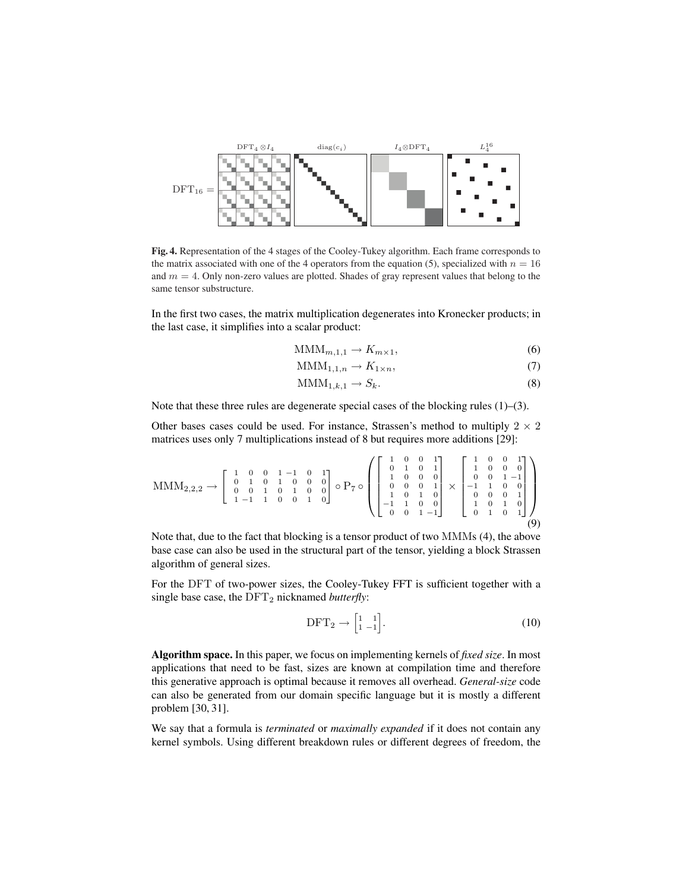$\mathrm{DFT}_{16} =$ $\mathrm{DFT}_4 \otimes I_4$ $\mathrm{diag}(c_i)$ $I_4 \otimes \mathrm{DFT}_4$ $L_4^{16}$

**Fig. 4.** Representation of the 4 stages of the Cooley-Tukey algorithm. Each frame corresponds to the matrix associated with one of the 4 operators from the equation (5), specialized with $n = 16$ and $m = 4$. Only non-zero values are plotted. Shades of gray represent values that belong to the same tensor substructure.

In the first two cases, the matrix multiplication degenerates into Kronecker products; in the last case, it simplifies into a scalar product:

$$\mathrm{MMM}_{m,1,1} \to K_{m\times 1}, \tag{6}$$

$$\mathrm{MMM}_{1,1,n} \to K_{1\times n}, \tag{7}$$

$$\mathrm{MMM}_{1,k,1} \to S_k. \tag{8}$$

Note that these three rules are degenerate special cases of the blocking rules (1)–(3).

Other bases cases could be used. For instance, Strassen's method to multiply $2 \times 2$ matrices uses only 7 multiplications instead of 8 but requires more additions [29]:

$$\mathrm{MMM}_{2,2,2} \to \begin{bmatrix} 1 & 0 & 0 & 1 & -1 & 0 & 1 \\ 0 & 1 & 0 & 1 & 0 & 0 & 0 \\ 0 & 0 & 1 & 0 & 1 & 0 & 0 \\ 1 & -1 & 1 & 0 & 0 & 1 & 0 \end{bmatrix} \circ \mathrm{P}_7 \circ \left( \begin{bmatrix} 1 & 0 & 0 & 1 \\ 0 & 1 & 0 & 1 \\ 1 & 0 & 0 & 0 \\ 0 & 0 & 0 & 1 \\ 1 & 0 & 1 & 0 \\ -1 & 1 & 0 & 0 \\ 0 & 0 & 1 & -1 \end{bmatrix} \times \begin{bmatrix} 1 & 0 & 0 & 1 \\ 1 & 0 & 0 & 0 \\ 0 & 0 & 1 & -1 \\ -1 & 1 & 0 & 0 \\ 0 & 0 & 0 & 1 \\ 1 & 0 & 1 & 0 \\ 0 & 1 & 0 & 1 \end{bmatrix} \right) \tag{9}$$

Note that, due to the fact that blocking is a tensor product of two MMMs (4), the above base case can also be used in the structural part of the tensor, yielding a block Strassen algorithm of general sizes.

For the DFT of two-power sizes, the Cooley-Tukey FFT is sufficient together with a single base case, the $\mathrm{DFT}_2$ nicknamed *butterfly*:

$$\mathrm{DFT}_2 \to \begin{bmatrix} 1 & 1 \\ 1 & -1 \end{bmatrix}. \tag{10}$$

**Algorithm space.** In this paper, we focus on implementing kernels of *fixed size*. In most applications that need to be fast, sizes are known at compilation time and therefore this generative approach is optimal because it removes all overhead. *General-size* code can also be generated from our domain specific language but it is mostly a different problem [30, 31].

We say that a formula is *terminated* or *maximally expanded* if it does not contain any kernel symbols. Using different breakdown rules or different degrees of freedom, the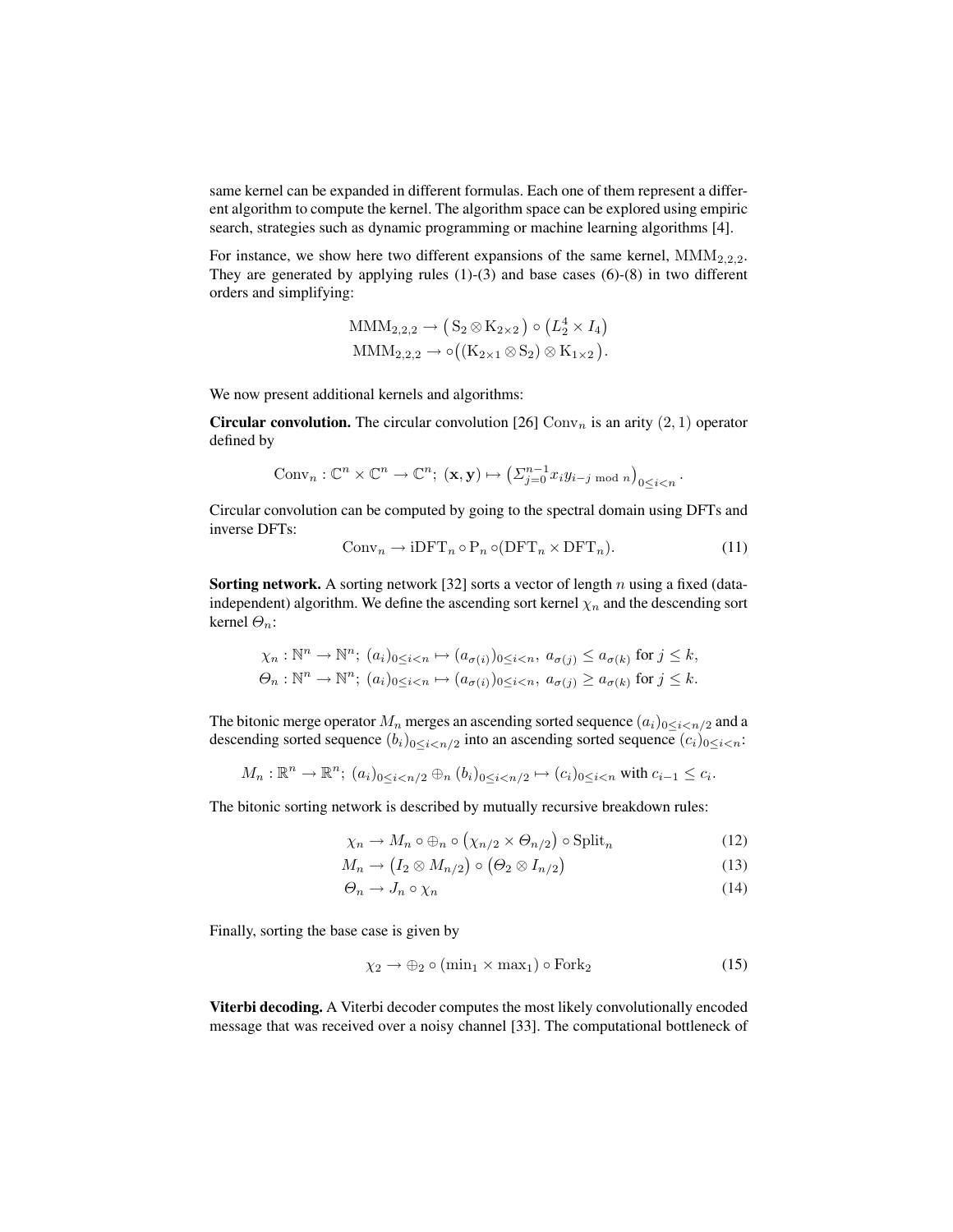same kernel can be expanded in different formulas. Each one of them represent a different algorithm to compute the kernel. The algorithm space can be explored using empiric search, strategies such as dynamic programming or machine learning algorithms [4].

For instance, we show here two different expansions of the same kernel, $\mathrm{MMM}_{2,2,2}$. They are generated by applying rules (1)-(3) and base cases (6)-(8) in two different orders and simplifying:

$$\mathrm{MMM}_{2,2,2} \to \big(\,\mathrm{S}_2 \otimes \mathrm{K}_{2\times 2}\,\big) \circ \big(L_2^4 \times I_4\big)$$
$$\mathrm{MMM}_{2,2,2} \to \circ\big((\mathrm{K}_{2\times 1} \otimes \mathrm{S}_2) \otimes \mathrm{K}_{1\times 2}\big).$$

We now present additional kernels and algorithms:

**Circular convolution.** The circular convolution [26] $\mathrm{Conv}_n$ is an arity $(2,1)$ operator defined by

$$\mathrm{Conv}_n : \mathbb{C}^n \times \mathbb{C}^n \to \mathbb{C}^n;\ (\mathbf{x},\mathbf{y}) \mapsto \big(\Sigma_{j=0}^{n-1} x_i y_{i-j \bmod n}\big)_{0\le i<n}.$$

Circular convolution can be computed by going to the spectral domain using DFTs and inverse DFTs:

$$\mathrm{Conv}_n \to \mathrm{iDFT}_n \circ \mathrm{P}_n \circ (\mathrm{DFT}_n \times \mathrm{DFT}_n). \tag{11}$$

**Sorting network.** A sorting network [32] sorts a vector of length $n$ using a fixed (data-independent) algorithm. We define the ascending sort kernel $\chi_n$ and the descending sort kernel $\Theta_n$:

$$\chi_n : \mathbb{N}^n \to \mathbb{N}^n;\ (a_i)_{0\le i<n} \mapsto (a_{\sigma(i)})_{0\le i<n},\ a_{\sigma(j)} \le a_{\sigma(k)} \text{ for } j \le k,$$
$$\Theta_n : \mathbb{N}^n \to \mathbb{N}^n;\ (a_i)_{0\le i<n} \mapsto (a_{\sigma(i)})_{0\le i<n},\ a_{\sigma(j)} \ge a_{\sigma(k)} \text{ for } j \le k.$$

The bitonic merge operator $M_n$ merges an ascending sorted sequence $(a_i)_{0\le i<n/2}$ and a descending sorted sequence $(b_i)_{0\le i<n/2}$ into an ascending sorted sequence $(c_i)_{0\le i<n}$:

$$M_n : \mathbb{R}^n \to \mathbb{R}^n;\ (a_i)_{0\le i<n/2} \oplus_n (b_i)_{0\le i<n/2} \mapsto (c_i)_{0\le i<n} \text{ with } c_{i-1} \le c_i.$$

The bitonic sorting network is described by mutually recursive breakdown rules:

$$\chi_n \to M_n \circ \oplus_n \circ \big(\chi_{n/2} \times \Theta_{n/2}\big) \circ \mathrm{Split}_n \tag{12}$$
$$M_n \to \big(I_2 \otimes M_{n/2}\big) \circ \big(\Theta_2 \otimes I_{n/2}\big) \tag{13}$$
$$\Theta_n \to J_n \circ \chi_n \tag{14}$$

Finally, sorting the base case is given by

$$\chi_2 \to \oplus_2 \circ (\min_1 \times \max_1) \circ \mathrm{Fork}_2 \tag{15}$$

**Viterbi decoding.** A Viterbi decoder computes the most likely convolutionally encoded message that was received over a noisy channel [33]. The computational bottleneck of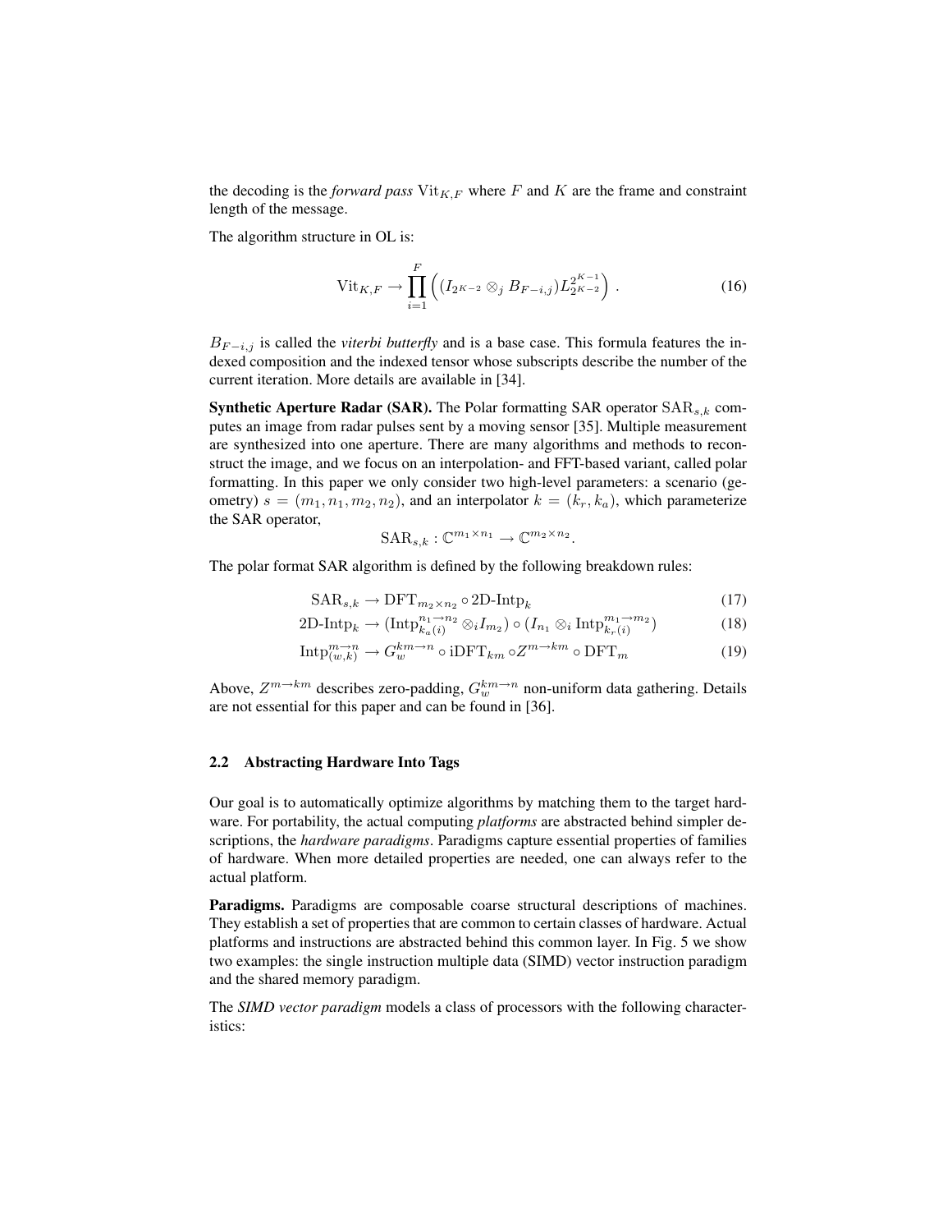the decoding is the *forward pass* $\mathrm{Vit}_{K,F}$ where $F$ and $K$ are the frame and constraint length of the message.

The algorithm structure in OL is:

$$\mathrm{Vit}_{K,F} \rightarrow \prod_{i=1}^{F} \left( (I_{2^{K-2}} \otimes_j B_{F-i,j}) L_{2^{K-2}}^{2^{K-1}} \right) . \tag{16}$$

$B_{F-i,j}$ is called the *viterbi butterfly* and is a base case. This formula features the indexed composition and the indexed tensor whose subscripts describe the number of the current iteration. More details are available in [34].

**Synthetic Aperture Radar (SAR).** The Polar formatting SAR operator $\mathrm{SAR}_{s,k}$ computes an image from radar pulses sent by a moving sensor [35]. Multiple measurement are synthesized into one aperture. There are many algorithms and methods to reconstruct the image, and we focus on an interpolation- and FFT-based variant, called polar formatting. In this paper we only consider two high-level parameters: a scenario (geometry) $s = (m_1, n_1, m_2, n_2)$, and an interpolator $k = (k_r, k_a)$, which parameterize the SAR operator,

$$\mathrm{SAR}_{s,k} : \mathbb{C}^{m_1 \times n_1} \rightarrow \mathbb{C}^{m_2 \times n_2}.$$

The polar format SAR algorithm is defined by the following breakdown rules:

$$\mathrm{SAR}_{s,k} \rightarrow \mathrm{DFT}_{m_2 \times n_2} \circ \text{2D-Intp}_k \tag{17}$$

$$\text{2D-Intp}_k \rightarrow (\mathrm{Intp}_{k_a(i)}^{n_1 \rightarrow n_2} \otimes_i I_{m_2}) \circ (I_{n_1} \otimes_i \mathrm{Intp}_{k_r(i)}^{m_1 \rightarrow m_2}) \tag{18}$$

$$\mathrm{Intp}_{(w,k)}^{m \rightarrow n} \rightarrow G_w^{km \rightarrow n} \circ \mathrm{iDFT}_{km} \circ Z^{m \rightarrow km} \circ \mathrm{DFT}_m \tag{19}$$

Above, $Z^{m \rightarrow km}$ describes zero-padding, $G_w^{km \rightarrow n}$ non-uniform data gathering. Details are not essential for this paper and can be found in [36].

### 2.2 Abstracting Hardware Into Tags

Our goal is to automatically optimize algorithms by matching them to the target hardware. For portability, the actual computing *platforms* are abstracted behind simpler descriptions, the *hardware paradigms*. Paradigms capture essential properties of families of hardware. When more detailed properties are needed, one can always refer to the actual platform.

**Paradigms.** Paradigms are composable coarse structural descriptions of machines. They establish a set of properties that are common to certain classes of hardware. Actual platforms and instructions are abstracted behind this common layer. In Fig. 5 we show two examples: the single instruction multiple data (SIMD) vector instruction paradigm and the shared memory paradigm.

The *SIMD vector paradigm* models a class of processors with the following characteristics: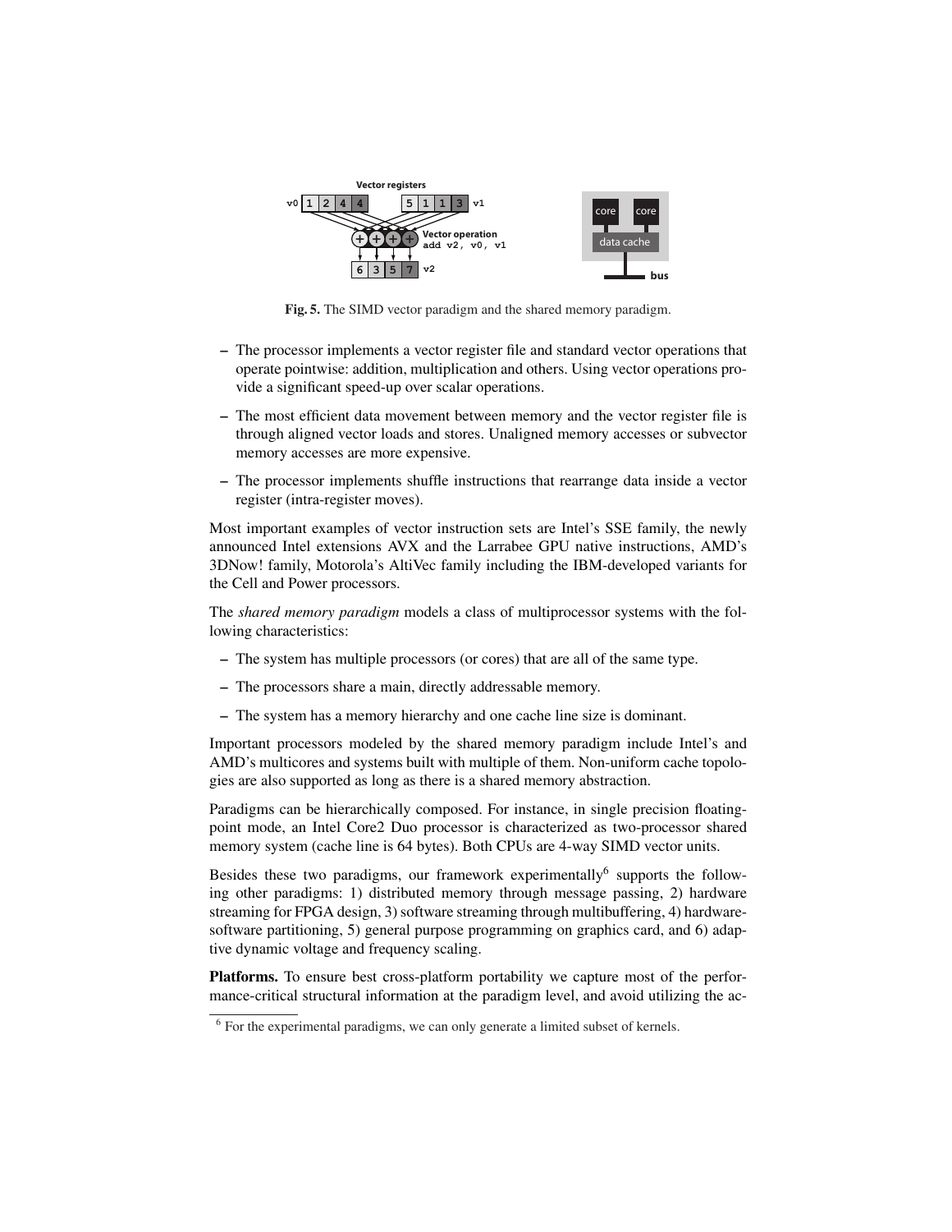Fig. 5. The SIMD vector paradigm and the shared memory paradigm.

- The processor implements a vector register file and standard vector operations that operate pointwise: addition, multiplication and others. Using vector operations provide a significant speed-up over scalar operations.
- The most efficient data movement between memory and the vector register file is through aligned vector loads and stores. Unaligned memory accesses or subvector memory accesses are more expensive.
- The processor implements shuffle instructions that rearrange data inside a vector register (intra-register moves).

Most important examples of vector instruction sets are Intel's SSE family, the newly announced Intel extensions AVX and the Larrabee GPU native instructions, AMD's 3DNow! family, Motorola's AltiVec family including the IBM-developed variants for the Cell and Power processors.

The *shared memory paradigm* models a class of multiprocessor systems with the following characteristics:

- The system has multiple processors (or cores) that are all of the same type.
- The processors share a main, directly addressable memory.
- The system has a memory hierarchy and one cache line size is dominant.

Important processors modeled by the shared memory paradigm include Intel's and AMD's multicores and systems built with multiple of them. Non-uniform cache topologies are also supported as long as there is a shared memory abstraction.

Paradigms can be hierarchically composed. For instance, in single precision floating-point mode, an Intel Core2 Duo processor is characterized as two-processor shared memory system (cache line is 64 bytes). Both CPUs are 4-way SIMD vector units.

Besides these two paradigms, our framework experimentally[6] supports the following other paradigms: 1) distributed memory through message passing, 2) hardware streaming for FPGA design, 3) software streaming through multibuffering, 4) hardware-software partitioning, 5) general purpose programming on graphics card, and 6) adaptive dynamic voltage and frequency scaling.

**Platforms.** To ensure best cross-platform portability we capture most of the performance-critical structural information at the paradigm level, and avoid utilizing the ac-

[6] For the experimental paradigms, we can only generate a limited subset of kernels.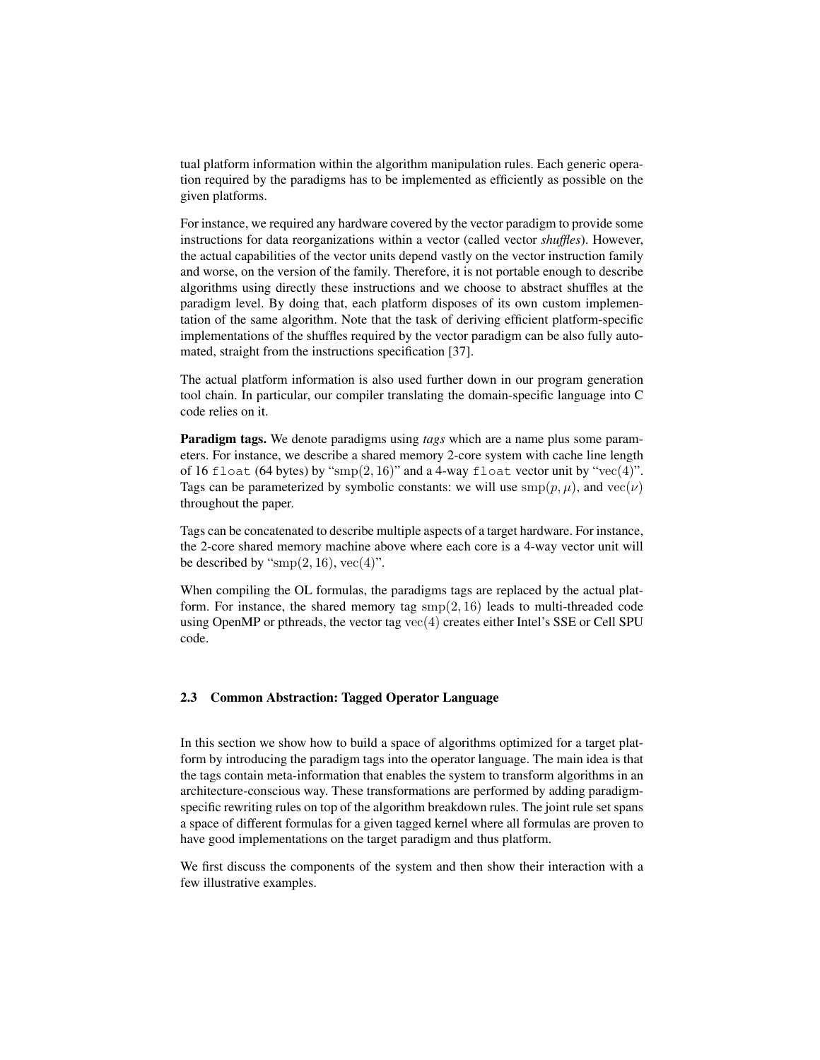tual platform information within the algorithm manipulation rules. Each generic operation required by the paradigms has to be implemented as efficiently as possible on the given platforms.

For instance, we required any hardware covered by the vector paradigm to provide some instructions for data reorganizations within a vector (called vector *shuffles*). However, the actual capabilities of the vector units depend vastly on the vector instruction family and worse, on the version of the family. Therefore, it is not portable enough to describe algorithms using directly these instructions and we choose to abstract shuffles at the paradigm level. By doing that, each platform disposes of its own custom implementation of the same algorithm. Note that the task of deriving efficient platform-specific implementations of the shuffles required by the vector paradigm can be also fully automated, straight from the instructions specification [37].

The actual platform information is also used further down in our program generation tool chain. In particular, our compiler translating the domain-specific language into C code relies on it.

**Paradigm tags.** We denote paradigms using *tags* which are a name plus some parameters. For instance, we describe a shared memory 2-core system with cache line length of 16 `float` (64 bytes) by "$\mathrm{smp}(2, 16)$" and a 4-way `float` vector unit by "$\mathrm{vec}(4)$". Tags can be parameterized by symbolic constants: we will use $\mathrm{smp}(p, \mu)$, and $\mathrm{vec}(\nu)$ throughout the paper.

Tags can be concatenated to describe multiple aspects of a target hardware. For instance, the 2-core shared memory machine above where each core is a 4-way vector unit will be described by "$\mathrm{smp}(2, 16)$, $\mathrm{vec}(4)$".

When compiling the OL formulas, the paradigms tags are replaced by the actual platform. For instance, the shared memory tag $\mathrm{smp}(2, 16)$ leads to multi-threaded code using OpenMP or pthreads, the vector tag $\mathrm{vec}(4)$ creates either Intel's SSE or Cell SPU code.

### 2.3 Common Abstraction: Tagged Operator Language

In this section we show how to build a space of algorithms optimized for a target platform by introducing the paradigm tags into the operator language. The main idea is that the tags contain meta-information that enables the system to transform algorithms in an architecture-conscious way. These transformations are performed by adding paradigm-specific rewriting rules on top of the algorithm breakdown rules. The joint rule set spans a space of different formulas for a given tagged kernel where all formulas are proven to have good implementations on the target paradigm and thus platform.

We first discuss the components of the system and then show their interaction with a few illustrative examples.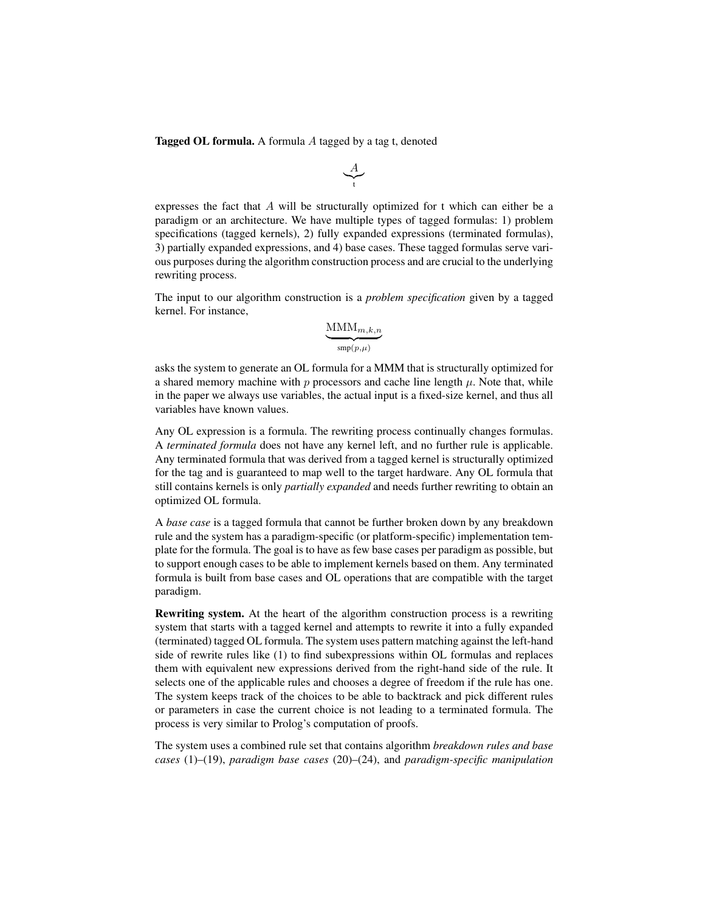**Tagged OL formula.** A formula $A$ tagged by a tag t, denoted

$$\underbrace{A}_{\text{t}}$$

expresses the fact that $A$ will be structurally optimized for t which can either be a paradigm or an architecture. We have multiple types of tagged formulas: 1) problem specifications (tagged kernels), 2) fully expanded expressions (terminated formulas), 3) partially expanded expressions, and 4) base cases. These tagged formulas serve various purposes during the algorithm construction process and are crucial to the underlying rewriting process.

The input to our algorithm construction is a *problem specification* given by a tagged kernel. For instance,

$$\underbrace{\text{MMM}_{m,k,n}}_{\text{smp}(p,\mu)}$$

asks the system to generate an OL formula for a MMM that is structurally optimized for a shared memory machine with $p$ processors and cache line length $\mu$. Note that, while in the paper we always use variables, the actual input is a fixed-size kernel, and thus all variables have known values.

Any OL expression is a formula. The rewriting process continually changes formulas. A *terminated formula* does not have any kernel left, and no further rule is applicable. Any terminated formula that was derived from a tagged kernel is structurally optimized for the tag and is guaranteed to map well to the target hardware. Any OL formula that still contains kernels is only *partially expanded* and needs further rewriting to obtain an optimized OL formula.

A *base case* is a tagged formula that cannot be further broken down by any breakdown rule and the system has a paradigm-specific (or platform-specific) implementation template for the formula. The goal is to have as few base cases per paradigm as possible, but to support enough cases to be able to implement kernels based on them. Any terminated formula is built from base cases and OL operations that are compatible with the target paradigm.

**Rewriting system.** At the heart of the algorithm construction process is a rewriting system that starts with a tagged kernel and attempts to rewrite it into a fully expanded (terminated) tagged OL formula. The system uses pattern matching against the left-hand side of rewrite rules like (1) to find subexpressions within OL formulas and replaces them with equivalent new expressions derived from the right-hand side of the rule. It selects one of the applicable rules and chooses a degree of freedom if the rule has one. The system keeps track of the choices to be able to backtrack and pick different rules or parameters in case the current choice is not leading to a terminated formula. The process is very similar to Prolog's computation of proofs.

The system uses a combined rule set that contains algorithm *breakdown rules and base cases* (1)–(19), *paradigm base cases* (20)–(24), and *paradigm-specific manipulation*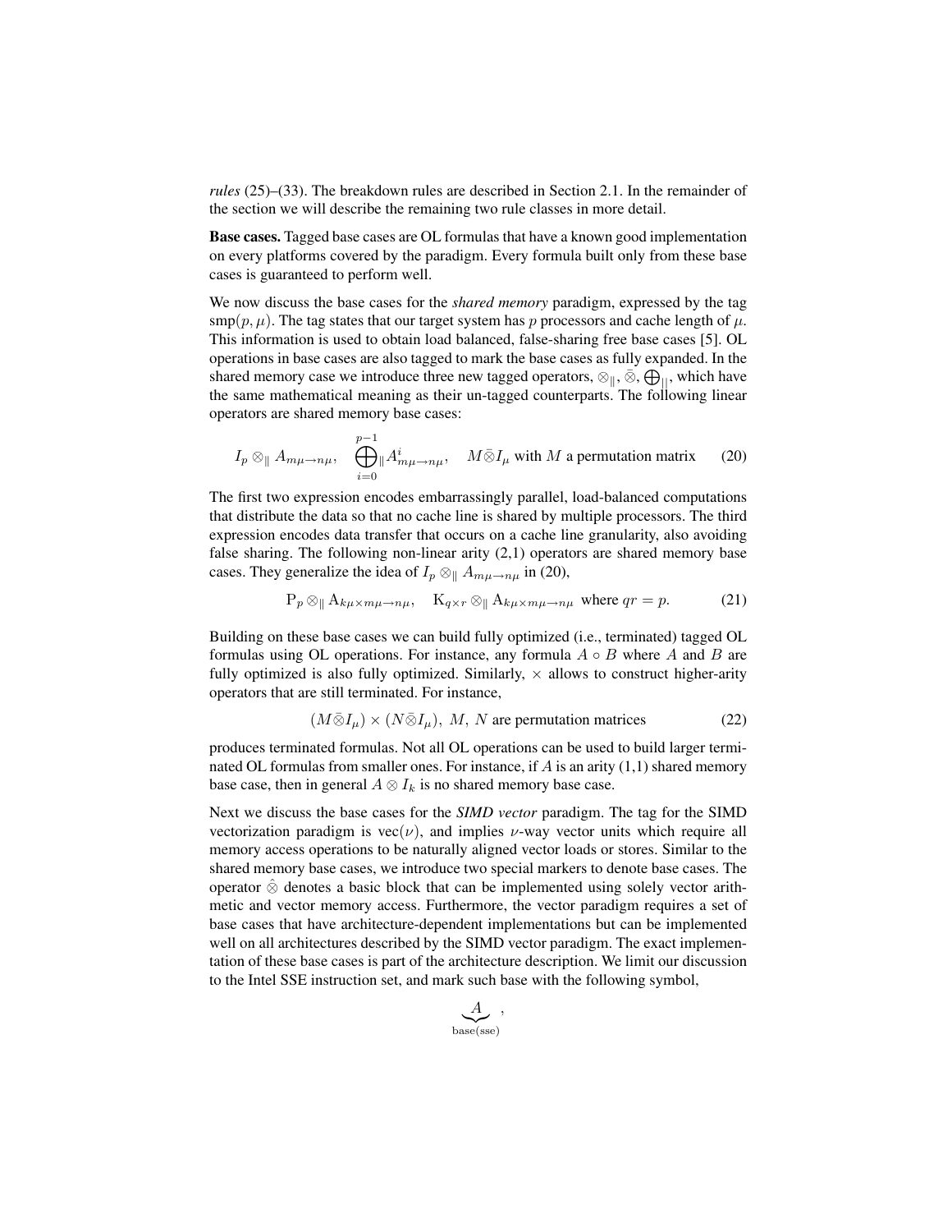*rules* (25)–(33). The breakdown rules are described in Section 2.1. In the remainder of the section we will describe the remaining two rule classes in more detail.

**Base cases.** Tagged base cases are OL formulas that have a known good implementation on every platforms covered by the paradigm. Every formula built only from these base cases is guaranteed to perform well.

We now discuss the base cases for the *shared memory* paradigm, expressed by the tag $\mathrm{smp}(p, \mu)$. The tag states that our target system has $p$ processors and cache length of $\mu$. This information is used to obtain load balanced, false-sharing free base cases [5]. OL operations in base cases are also tagged to mark the base cases as fully expanded. In the shared memory case we introduce three new tagged operators, $\otimes_{\|}$, $\bar{\otimes}$, $\bigoplus_{||}$, which have the same mathematical meaning as their un-tagged counterparts. The following linear operators are shared memory base cases:

$$I_p \otimes_{\|} A_{m\mu \to n\mu}, \quad \bigoplus_{i=0}^{p-1}{}_{\|} A^i_{m\mu \to n\mu}, \quad M \bar{\otimes} I_\mu \text{ with } M \text{ a permutation matrix} \tag{20}$$

The first two expression encodes embarrassingly parallel, load-balanced computations that distribute the data so that no cache line is shared by multiple processors. The third expression encodes data transfer that occurs on a cache line granularity, also avoiding false sharing. The following non-linear arity (2,1) operators are shared memory base cases. They generalize the idea of $I_p \otimes_{\|} A_{m\mu \to n\mu}$ in (20),

$$\mathrm{P}_p \otimes_{\|} \mathrm{A}_{k\mu \times m\mu \to n\mu}, \quad \mathrm{K}_{q \times r} \otimes_{\|} \mathrm{A}_{k\mu \times m\mu \to n\mu} \text{ where } qr = p. \tag{21}$$

Building on these base cases we can build fully optimized (i.e., terminated) tagged OL formulas using OL operations. For instance, any formula $A \circ B$ where $A$ and $B$ are fully optimized is also fully optimized. Similarly, $\times$ allows to construct higher-arity operators that are still terminated. For instance,

$$(M \bar{\otimes} I_\mu) \times (N \bar{\otimes} I_\mu), \; M, \; N \text{ are permutation matrices} \tag{22}$$

produces terminated formulas. Not all OL operations can be used to build larger terminated OL formulas from smaller ones. For instance, if $A$ is an arity (1,1) shared memory base case, then in general $A \otimes I_k$ is no shared memory base case.

Next we discuss the base cases for the *SIMD vector* paradigm. The tag for the SIMD vectorization paradigm is $\mathrm{vec}(\nu)$, and implies $\nu$-way vector units which require all memory access operations to be naturally aligned vector loads or stores. Similar to the shared memory base cases, we introduce two special markers to denote base cases. The operator $\hat{\otimes}$ denotes a basic block that can be implemented using solely vector arithmetic and vector memory access. Furthermore, the vector paradigm requires a set of base cases that have architecture-dependent implementations but can be implemented well on all architectures described by the SIMD vector paradigm. The exact implementation of these base cases is part of the architecture description. We limit our discussion to the Intel SSE instruction set, and mark such base with the following symbol,

$$\underbrace{A}_{\mathrm{base(sse)}},$$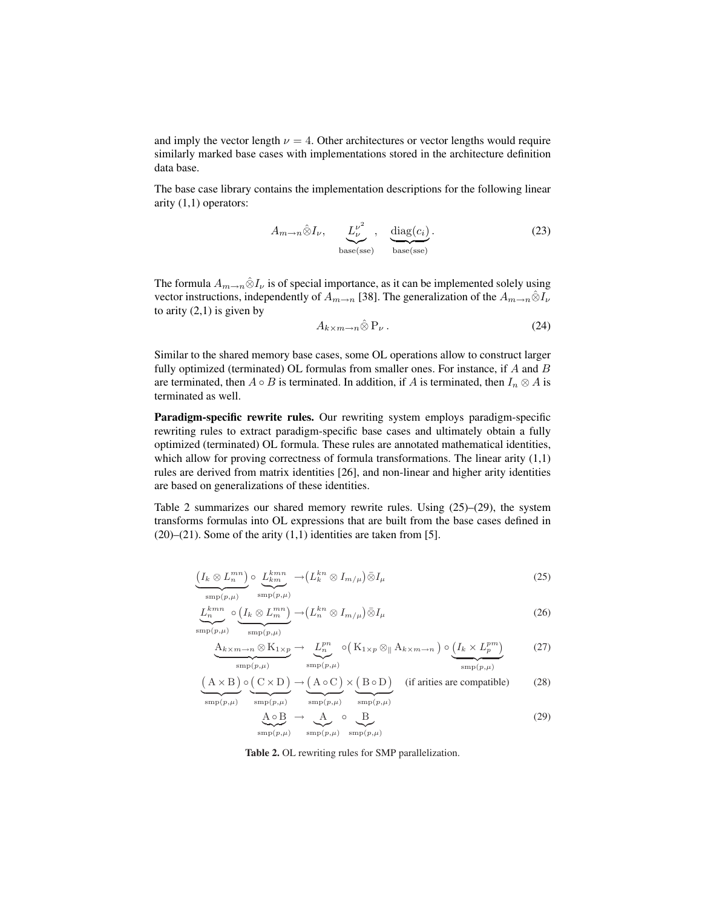and imply the vector length $\nu = 4$. Other architectures or vector lengths would require similarly marked base cases with implementations stored in the architecture definition data base.

The base case library contains the implementation descriptions for the following linear arity (1,1) operators:

$$A_{m \to n} \hat{\otimes} I_\nu, \qquad \underbrace{L_\nu^{\nu^2}}_{\text{base(sse)}}, \quad \underbrace{\text{diag}(c_i)}_{\text{base(sse)}}. \tag{23}$$

The formula $A_{m \to n} \hat{\otimes} I_\nu$ is of special importance, as it can be implemented solely using vector instructions, independently of $A_{m \to n}$ [38]. The generalization of the $A_{m \to n} \hat{\otimes} I_\nu$ to arity (2,1) is given by

$$A_{k \times m \to n} \hat{\otimes} \mathrm{P}_\nu \, . \tag{24}$$

Similar to the shared memory base cases, some OL operations allow to construct larger fully optimized (terminated) OL formulas from smaller ones. For instance, if $A$ and $B$ are terminated, then $A \circ B$ is terminated. In addition, if $A$ is terminated, then $I_n \otimes A$ is terminated as well.

**Paradigm-specific rewrite rules.** Our rewriting system employs paradigm-specific rewriting rules to extract paradigm-specific base cases and ultimately obtain a fully optimized (terminated) OL formula. These rules are annotated mathematical identities, which allow for proving correctness of formula transformations. The linear arity (1,1) rules are derived from matrix identities [26], and non-linear and higher arity identities are based on generalizations of these identities.

Table 2 summarizes our shared memory rewrite rules. Using (25)–(29), the system transforms formulas into OL expressions that are built from the base cases defined in (20)–(21). Some of the arity (1,1) identities are taken from [5].

$$\underbrace{\left(I_k \otimes L_n^{mn}\right)}_{\text{smp}(p,\mu)} \circ \underbrace{L_{km}^{kmn}}_{\text{smp}(p,\mu)} \rightarrow \left(L_k^{kn} \otimes I_{m/\mu}\right) \bar{\otimes} I_\mu \tag{25}$$

$$\underbrace{L_n^{kmn}}_{\text{smp}(p,\mu)} \circ \underbrace{\left(I_k \otimes L_m^{mn}\right)}_{\text{smp}(p,\mu)} \rightarrow \left(L_n^{kn} \otimes I_{m/\mu}\right) \bar{\otimes} I_\mu \tag{26}$$

$$\underbrace{\mathrm{A}_{k \times m \to n} \otimes \mathrm{K}_{1 \times p}}_{\text{smp}(p,\mu)} \rightarrow \underbrace{L_n^{pn}}_{\text{smp}(p,\mu)} \circ \left(\mathrm{K}_{1 \times p} \otimes_{\parallel} \mathrm{A}_{k \times m \to n}\right) \circ \underbrace{\left(I_k \times L_p^{pm}\right)}_{\text{smp}(p,\mu)} \tag{27}$$

$$\underbrace{\left(\mathrm{A} \times \mathrm{B}\right)}_{\text{smp}(p,\mu)} \circ \underbrace{\left(\mathrm{C} \times \mathrm{D}\right)}_{\text{smp}(p,\mu)} \rightarrow \underbrace{\left(\mathrm{A} \circ \mathrm{C}\right)}_{\text{smp}(p,\mu)} \times \underbrace{\left(\mathrm{B} \circ \mathrm{D}\right)}_{\text{smp}(p,\mu)} \quad \text{(if arities are compatible)} \tag{28}$$

$$\underbrace{\mathrm{A} \circ \mathrm{B}}_{\text{smp}(p,\mu)} \rightarrow \underbrace{\mathrm{A}}_{\text{smp}(p,\mu)} \circ \underbrace{\mathrm{B}}_{\text{smp}(p,\mu)} \tag{29}$$

**Table 2.** OL rewriting rules for SMP parallelization.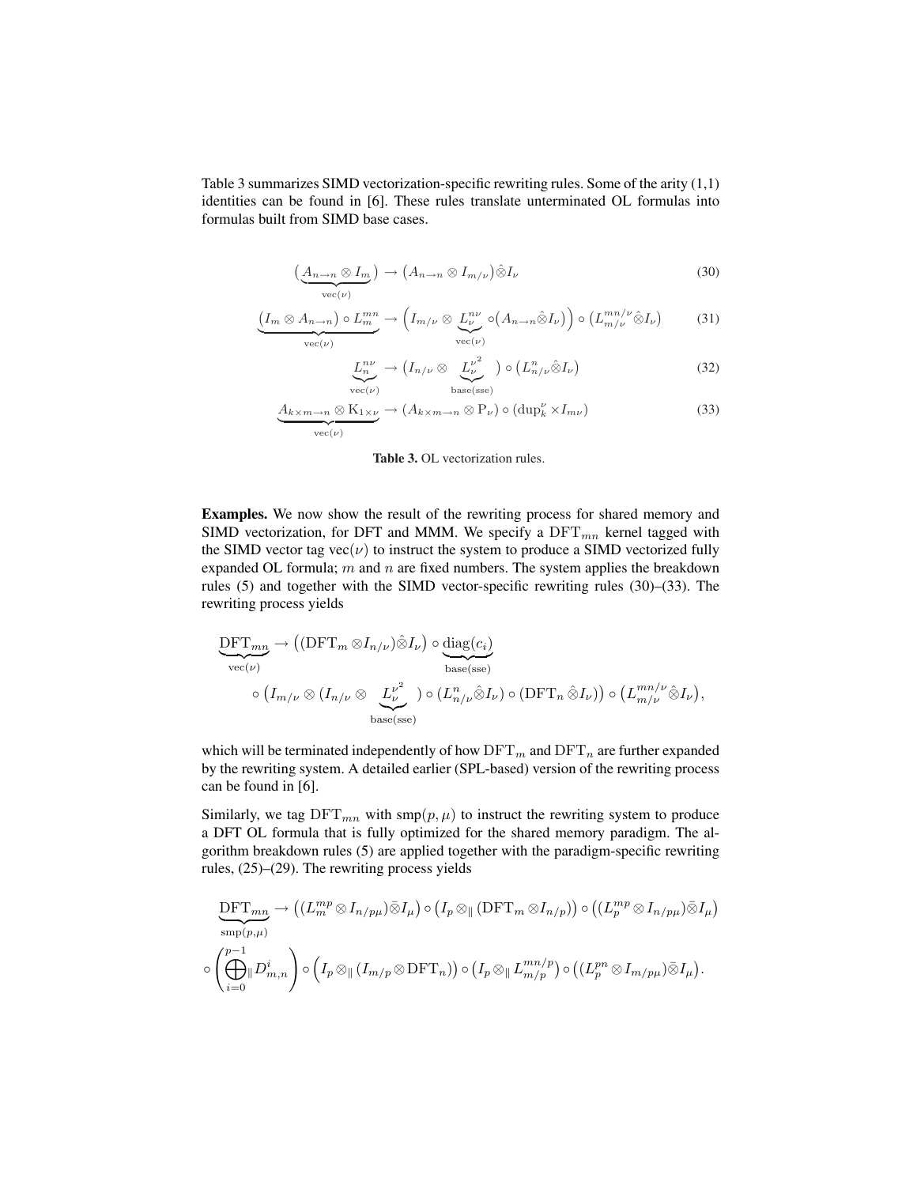Table 3 summarizes SIMD vectorization-specific rewriting rules. Some of the arity (1,1) identities can be found in [6]. These rules translate unterminated OL formulas into formulas built from SIMD base cases.

$$\underbrace{\left(A_{n\to n} \otimes I_m\right)}_{\text{vec}(\nu)} \to \left(A_{n\to n} \otimes I_{m/\nu}\right)\hat{\otimes} I_\nu \tag{30}$$

$$\underbrace{\left(I_m \otimes A_{n\to n}\right) \circ L^{mn}_m}_{\text{vec}(\nu)} \to \left(I_{m/\nu} \otimes \underbrace{L^{n\nu}_\nu}_{\text{vec}(\nu)} \circ \left(A_{n\to n}\hat{\otimes} I_\nu\right)\right) \circ \left(L^{mn/\nu}_{m/\nu}\hat{\otimes} I_\nu\right) \tag{31}$$

$$\underbrace{L^{n\nu}_n}_{\text{vec}(\nu)} \to \left(I_{n/\nu} \otimes \underbrace{L^{\nu^2}_\nu}_{\text{base(sse)}}\right) \circ \left(L^n_{n/\nu}\hat{\otimes} I_\nu\right) \tag{32}$$

$$\underbrace{A_{k\times m\to n} \otimes \mathrm{K}_{1\times\nu}}_{\text{vec}(\nu)} \to \left(A_{k\times m\to n} \otimes \mathrm{P}_\nu\right) \circ \left(\text{dup}^\nu_k \times I_{m\nu}\right) \tag{33}$$

**Table 3.** OL vectorization rules.

**Examples.** We now show the result of the rewriting process for shared memory and SIMD vectorization, for DFT and MMM. We specify a $\text{DFT}_{mn}$ kernel tagged with the SIMD vector tag $\text{vec}(\nu)$ to instruct the system to produce a SIMD vectorized fully expanded OL formula; $m$ and $n$ are fixed numbers. The system applies the breakdown rules (5) and together with the SIMD vector-specific rewriting rules (30)–(33). The rewriting process yields

$$\underbrace{\text{DFT}_{mn}}_{\text{vec}(\nu)} \to \left((\text{DFT}_m \otimes I_{n/\nu})\hat{\otimes} I_\nu\right) \circ \underbrace{\text{diag}(c_i)}_{\text{base(sse)}}$$
$$\circ \left(I_{m/\nu} \otimes (I_{n/\nu} \otimes \underbrace{L^{\nu^2}_\nu}_{\text{base(sse)}}) \circ (L^n_{n/\nu}\hat{\otimes} I_\nu) \circ (\text{DFT}_n \hat{\otimes} I_\nu)\right) \circ \left(L^{mn/\nu}_{m/\nu}\hat{\otimes} I_\nu\right),$$

which will be terminated independently of how $\text{DFT}_m$ and $\text{DFT}_n$ are further expanded by the rewriting system. A detailed earlier (SPL-based) version of the rewriting process can be found in [6].

Similarly, we tag $\text{DFT}_{mn}$ with $\text{smp}(p, \mu)$ to instruct the rewriting system to produce a DFT OL formula that is fully optimized for the shared memory paradigm. The algorithm breakdown rules (5) are applied together with the paradigm-specific rewriting rules, (25)–(29). The rewriting process yields

$$\underbrace{\text{DFT}_{mn}}_{\text{smp}(p,\mu)} \to \left((L^{mp}_m \otimes I_{n/p\mu})\bar{\otimes} I_\mu\right) \circ \left(I_p \otimes_\parallel (\text{DFT}_m \otimes I_{n/p})\right) \circ \left((L^{mp}_p \otimes I_{n/p\mu})\bar{\otimes} I_\mu\right)$$
$$\circ \left(\bigoplus_{i=0}^{p-1}{}_\parallel D^i_{m,n}\right) \circ \left(I_p \otimes_\parallel (I_{m/p} \otimes \text{DFT}_n)\right) \circ \left(I_p \otimes_\parallel L^{mn/p}_{m/p}\right) \circ \left((L^{pn}_p \otimes I_{m/p\mu})\bar{\otimes} I_\mu\right).$$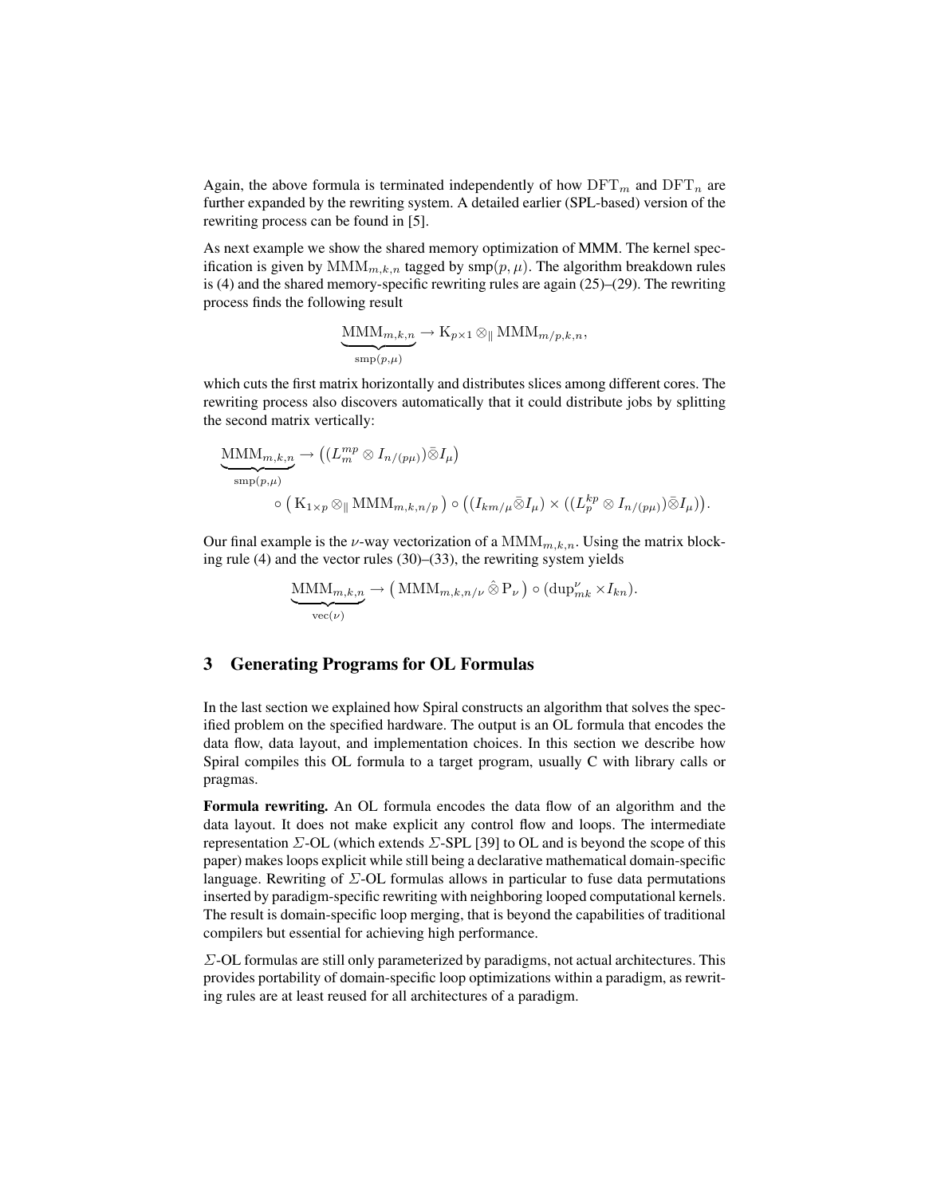Again, the above formula is terminated independently of how $\mathrm{DFT}_m$ and $\mathrm{DFT}_n$ are further expanded by the rewriting system. A detailed earlier (SPL-based) version of the rewriting process can be found in [5].

As next example we show the shared memory optimization of MMM. The kernel specification is given by $\mathrm{MMM}_{m,k,n}$ tagged by $\mathrm{smp}(p,\mu)$. The algorithm breakdown rules is (4) and the shared memory-specific rewriting rules are again (25)–(29). The rewriting process finds the following result

$$\underbrace{\mathrm{MMM}_{m,k,n}}_{\mathrm{smp}(p,\mu)} \to \mathrm{K}_{p\times 1} \otimes_{\parallel} \mathrm{MMM}_{m/p,k,n},$$

which cuts the first matrix horizontally and distributes slices among different cores. The rewriting process also discovers automatically that it could distribute jobs by splitting the second matrix vertically:

$$\underbrace{\mathrm{MMM}_{m,k,n}}_{\mathrm{smp}(p,\mu)} \to \big((L_m^{mp} \otimes I_{n/(p\mu)}) \bar{\bar{\otimes}} I_\mu\big)$$
$$\circ \big(\mathrm{K}_{1\times p} \otimes_{\parallel} \mathrm{MMM}_{m,k,n/p}\big) \circ \big((I_{km/\mu} \bar{\bar{\otimes}} I_\mu) \times ((L_p^{kp} \otimes I_{n/(p\mu)}) \bar{\bar{\otimes}} I_\mu)\big).$$

Our final example is the $\nu$-way vectorization of a $\mathrm{MMM}_{m,k,n}$. Using the matrix blocking rule (4) and the vector rules (30)–(33), the rewriting system yields

$$\underbrace{\mathrm{MMM}_{m,k,n}}_{\mathrm{vec}(\nu)} \to \big(\mathrm{MMM}_{m,k,n/\nu} \,\hat{\otimes}\, \mathrm{P}_\nu\big) \circ (\mathrm{dup}_{mk}^{\nu} \times I_{kn}).$$

## 3 Generating Programs for OL Formulas

In the last section we explained how Spiral constructs an algorithm that solves the specified problem on the specified hardware. The output is an OL formula that encodes the data flow, data layout, and implementation choices. In this section we describe how Spiral compiles this OL formula to a target program, usually C with library calls or pragmas.

**Formula rewriting.** An OL formula encodes the data flow of an algorithm and the data layout. It does not make explicit any control flow and loops. The intermediate representation $\Sigma$-OL (which extends $\Sigma$-SPL [39] to OL and is beyond the scope of this paper) makes loops explicit while still being a declarative mathematical domain-specific language. Rewriting of $\Sigma$-OL formulas allows in particular to fuse data permutations inserted by paradigm-specific rewriting with neighboring looped computational kernels. The result is domain-specific loop merging, that is beyond the capabilities of traditional compilers but essential for achieving high performance.

$\Sigma$-OL formulas are still only parameterized by paradigms, not actual architectures. This provides portability of domain-specific loop optimizations within a paradigm, as rewriting rules are at least reused for all architectures of a paradigm.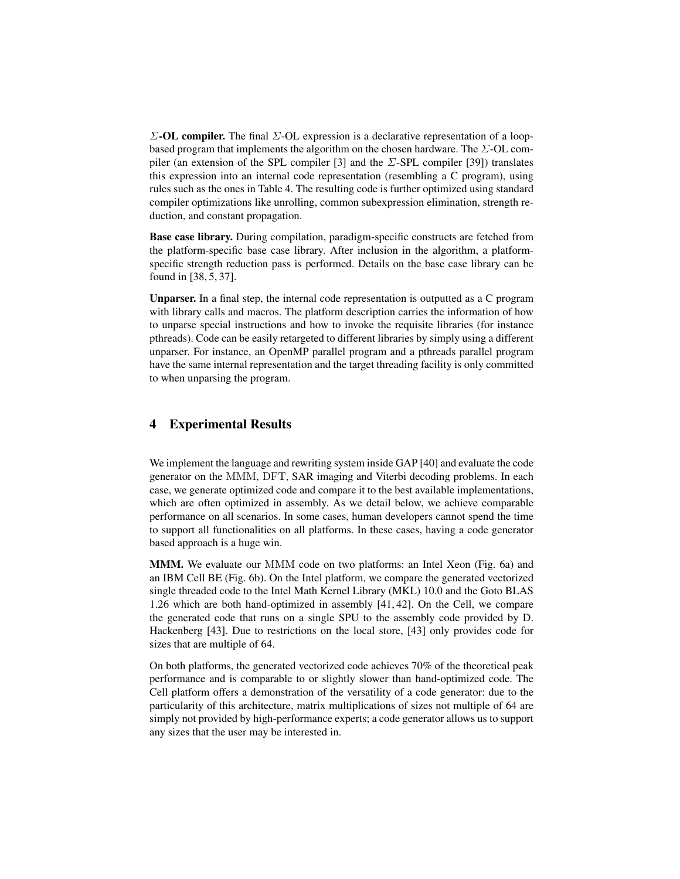**$\Sigma$-OL compiler.** The final $\Sigma$-OL expression is a declarative representation of a loop-based program that implements the algorithm on the chosen hardware. The $\Sigma$-OL compiler (an extension of the SPL compiler [3] and the $\Sigma$-SPL compiler [39]) translates this expression into an internal code representation (resembling a C program), using rules such as the ones in Table 4. The resulting code is further optimized using standard compiler optimizations like unrolling, common subexpression elimination, strength reduction, and constant propagation.

**Base case library.** During compilation, paradigm-specific constructs are fetched from the platform-specific base case library. After inclusion in the algorithm, a platform-specific strength reduction pass is performed. Details on the base case library can be found in [38, 5, 37].

**Unparser.** In a final step, the internal code representation is outputted as a C program with library calls and macros. The platform description carries the information of how to unparse special instructions and how to invoke the requisite libraries (for instance pthreads). Code can be easily retargeted to different libraries by simply using a different unparser. For instance, an OpenMP parallel program and a pthreads parallel program have the same internal representation and the target threading facility is only committed to when unparsing the program.

## 4 Experimental Results

We implement the language and rewriting system inside GAP [40] and evaluate the code generator on the MMM, DFT, SAR imaging and Viterbi decoding problems. In each case, we generate optimized code and compare it to the best available implementations, which are often optimized in assembly. As we detail below, we achieve comparable performance on all scenarios. In some cases, human developers cannot spend the time to support all functionalities on all platforms. In these cases, having a code generator based approach is a huge win.

**MMM.** We evaluate our MMM code on two platforms: an Intel Xeon (Fig. 6a) and an IBM Cell BE (Fig. 6b). On the Intel platform, we compare the generated vectorized single threaded code to the Intel Math Kernel Library (MKL) 10.0 and the Goto BLAS 1.26 which are both hand-optimized in assembly [41, 42]. On the Cell, we compare the generated code that runs on a single SPU to the assembly code provided by D. Hackenberg [43]. Due to restrictions on the local store, [43] only provides code for sizes that are multiple of 64.

On both platforms, the generated vectorized code achieves 70% of the theoretical peak performance and is comparable to or slightly slower than hand-optimized code. The Cell platform offers a demonstration of the versatility of a code generator: due to the particularity of this architecture, matrix multiplications of sizes not multiple of 64 are simply not provided by high-performance experts; a code generator allows us to support any sizes that the user may be interested in.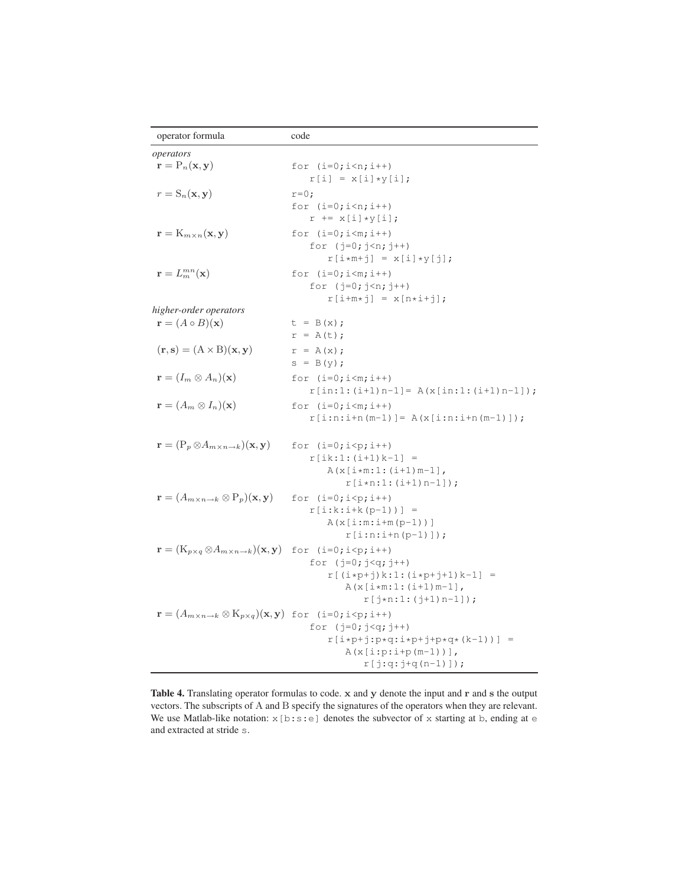| operator formula | code |
|---|---|
| *operators* | |
| $\mathbf{r} = \mathrm{P}_n(\mathbf{x}, \mathbf{y})$ | `for (i=0;i<n;i++)` <br> `r[i] = x[i]*y[i];` |
| $r = \mathrm{S}_n(\mathbf{x}, \mathbf{y})$ | `r=0;` <br> `for (i=0;i<n;i++)` <br> `r += x[i]*y[i];` |
| $\mathbf{r} = \mathrm{K}_{m \times n}(\mathbf{x}, \mathbf{y})$ | `for (i=0;i<m;i++)` <br> `for (j=0;j<n;j++)` <br> `r[i*m+j] = x[i]*y[j];` |
| $\mathbf{r} = L^{mn}_{m}(\mathbf{x})$ | `for (i=0;i<m;i++)` <br> `for (j=0;j<n;j++)` <br> `r[i+m*j] = x[n*i+j];` |
| *higher-order operators* | |
| $\mathbf{r} = (A \circ B)(\mathbf{x})$ | `t = B(x);` <br> `r = A(t);` |
| $(\mathbf{r}, \mathbf{s}) = (\mathrm{A} \times \mathrm{B})(\mathbf{x}, \mathbf{y})$ | `r = A(x);` <br> `s = B(y);` |
| $\mathbf{r} = (I_m \otimes A_n)(\mathbf{x})$ | `for (i=0;i<m;i++)` <br> `r[in:1:(i+1)n-1]= A(x[in:1:(i+1)n-1]);` |
| $\mathbf{r} = (A_m \otimes I_n)(\mathbf{x})$ | `for (i=0;i<m;i++)` <br> `r[i:n:i+n(m-1)]= A(x[i:n:i+n(m-1)]);` |
| $\mathbf{r} = (\mathrm{P}_p \otimes A_{m \times n \to k})(\mathbf{x}, \mathbf{y})$ | `for (i=0;i<p;i++)` <br> `r[ik:1:(i+1)k-1] =` <br> `A(x[i*m:1:(i+1)m-1],` <br> `r[i*n:1:(i+1)n-1]);` |
| $\mathbf{r} = (A_{m \times n \to k} \otimes \mathrm{P}_p)(\mathbf{x}, \mathbf{y})$ | `for (i=0;i<p;i++)` <br> `r[i:k:i+k(p-1))] =` <br> `A(x[i:m:i+m(p-1))]` <br> `r[i:n:i+n(p-1)]);` |
| $\mathbf{r} = (\mathrm{K}_{p \times q} \otimes A_{m \times n \to k})(\mathbf{x}, \mathbf{y})$ | `for (i=0;i<p;i++)` <br> `for (j=0;j<q;j++)` <br> `r[(i*p+j)k:1:(i*p+j+1)k-1] =` <br> `A(x[i*m:1:(i+1)m-1],` <br> `r[j*n:1:(j+1)n-1]);` |
| $\mathbf{r} = (A_{m \times n \to k} \otimes \mathrm{K}_{p \times q})(\mathbf{x}, \mathbf{y})$ | `for (i=0;i<p;i++)` <br> `for (j=0;j<q;j++)` <br> `r[i*p+j:p*q:i*p+j+p*q*(k-1))] =` <br> `A(x[i:p:i+p(m-1))],` <br> `r[j:q:j+q(n-1)]);` |

**Table 4.** Translating operator formulas to code. $\mathbf{x}$ and $\mathbf{y}$ denote the input and $\mathbf{r}$ and $\mathbf{s}$ the output vectors. The subscripts of A and B specify the signatures of the operators when they are relevant. We use Matlab-like notation: `x[b:s:e]` denotes the subvector of `x` starting at `b`, ending at `e` and extracted at stride `s`.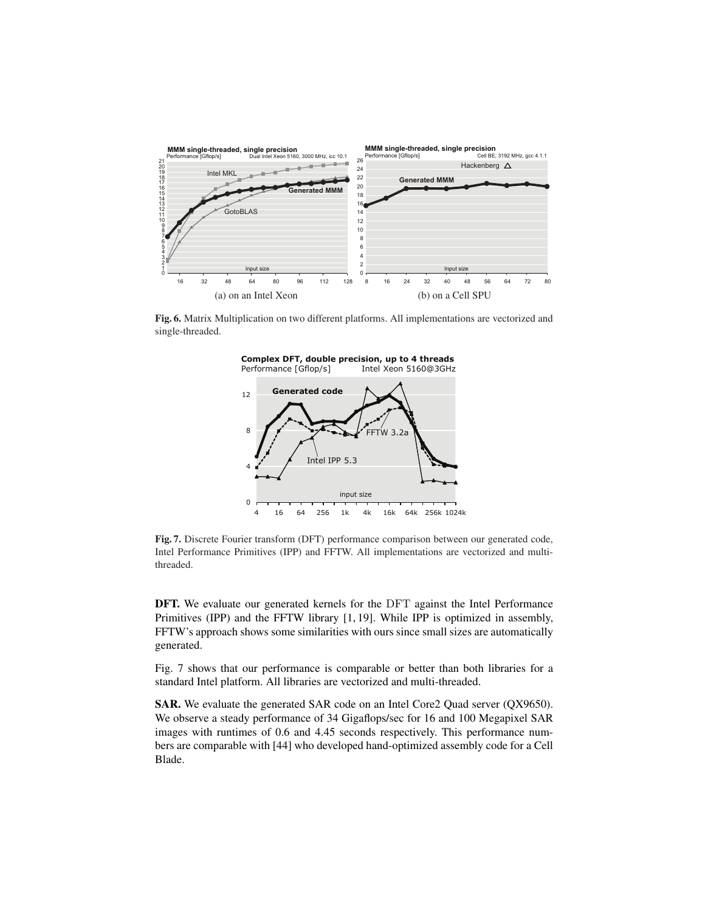Fig. 6. Matrix Multiplication on two different platforms. All implementations are vectorized and single-threaded.

Fig. 7. Discrete Fourier transform (DFT) performance comparison between our generated code, Intel Performance Primitives (IPP) and FFTW. All implementations are vectorized and multi-threaded.

**DFT.** We evaluate our generated kernels for the DFT against the Intel Performance Primitives (IPP) and the FFTW library [1, 19]. While IPP is optimized in assembly, FFTW's approach shows some similarities with ours since small sizes are automatically generated.

Fig. 7 shows that our performance is comparable or better than both libraries for a standard Intel platform. All libraries are vectorized and multi-threaded.

**SAR.** We evaluate the generated SAR code on an Intel Core2 Quad server (QX9650). We observe a steady performance of 34 Gigaflops/sec for 16 and 100 Megapixel SAR images with runtimes of 0.6 and 4.45 seconds respectively. This performance numbers are comparable with [44] who developed hand-optimized assembly code for a Cell Blade.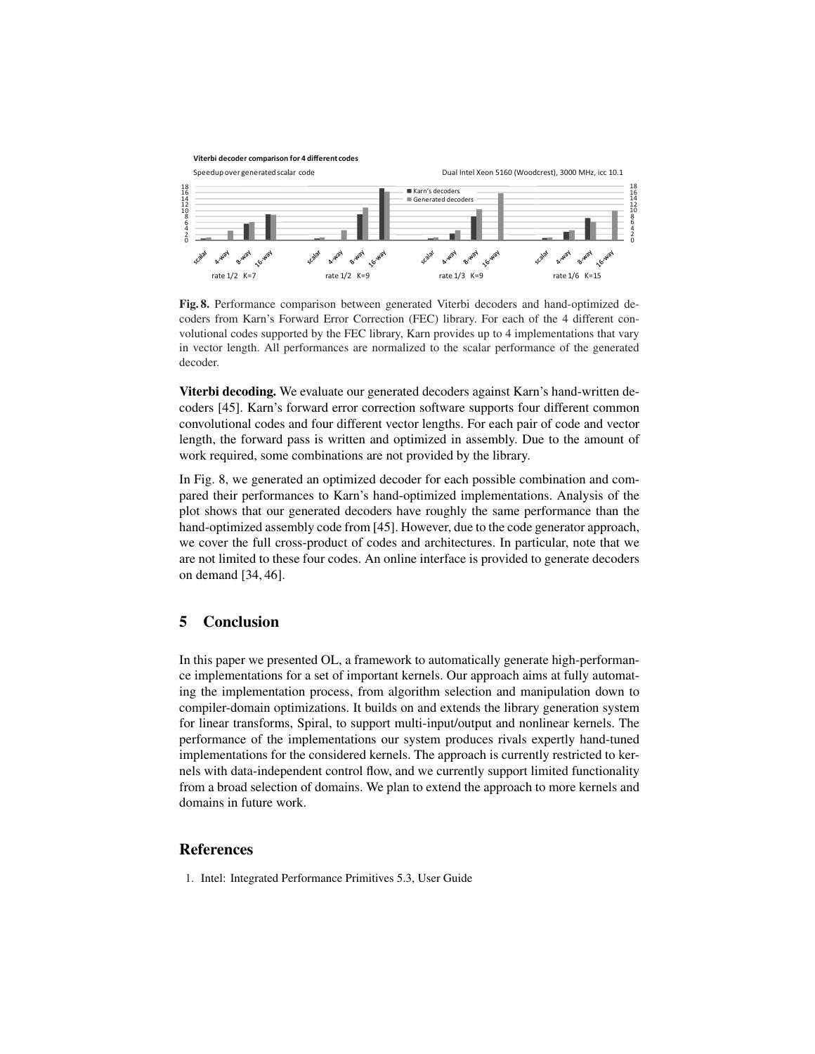**Fig. 8.** Performance comparison between generated Viterbi decoders and hand-optimized decoders from Karn's Forward Error Correction (FEC) library. For each of the 4 different convolutional codes supported by the FEC library, Karn provides up to 4 implementations that vary in vector length. All performances are normalized to the scalar performance of the generated decoder.

**Viterbi decoding.** We evaluate our generated decoders against Karn's hand-written decoders [45]. Karn's forward error correction software supports four different common convolutional codes and four different vector lengths. For each pair of code and vector length, the forward pass is written and optimized in assembly. Due to the amount of work required, some combinations are not provided by the library.

In Fig. 8, we generated an optimized decoder for each possible combination and compared their performances to Karn's hand-optimized implementations. Analysis of the plot shows that our generated decoders have roughly the same performance than the hand-optimized assembly code from [45]. However, due to the code generator approach, we cover the full cross-product of codes and architectures. In particular, note that we are not limited to these four codes. An online interface is provided to generate decoders on demand [34, 46].

## 5 Conclusion

In this paper we presented OL, a framework to automatically generate high-performance implementations for a set of important kernels. Our approach aims at fully automating the implementation process, from algorithm selection and manipulation down to compiler-domain optimizations. It builds on and extends the library generation system for linear transforms, Spiral, to support multi-input/output and nonlinear kernels. The performance of the implementations our system produces rivals expertly hand-tuned implementations for the considered kernels. The approach is currently restricted to kernels with data-independent control flow, and we currently support limited functionality from a broad selection of domains. We plan to extend the approach to more kernels and domains in future work.

## References

1. Intel: Integrated Performance Primitives 5.3, User Guide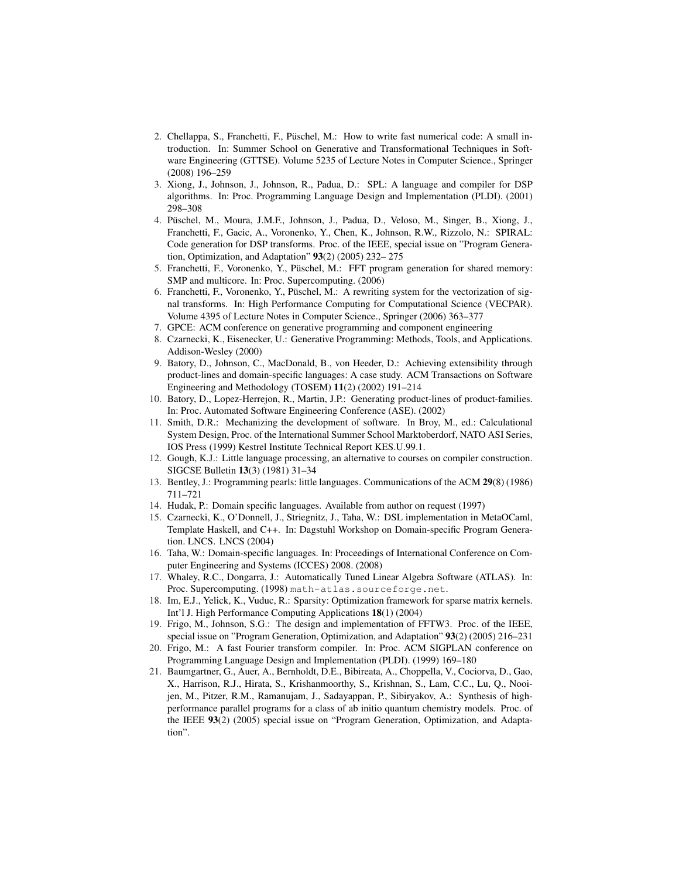2. Chellappa, S., Franchetti, F., Püschel, M.: How to write fast numerical code: A small introduction. In: Summer School on Generative and Transformational Techniques in Software Engineering (GTTSE). Volume 5235 of Lecture Notes in Computer Science., Springer (2008) 196–259
3. Xiong, J., Johnson, J., Johnson, R., Padua, D.: SPL: A language and compiler for DSP algorithms. In: Proc. Programming Language Design and Implementation (PLDI). (2001) 298–308
4. Püschel, M., Moura, J.M.F., Johnson, J., Padua, D., Veloso, M., Singer, B., Xiong, J., Franchetti, F., Gacic, A., Voronenko, Y., Chen, K., Johnson, R.W., Rizzolo, N.: SPIRAL: Code generation for DSP transforms. Proc. of the IEEE, special issue on "Program Generation, Optimization, and Adaptation" **93**(2) (2005) 232– 275
5. Franchetti, F., Voronenko, Y., Püschel, M.: FFT program generation for shared memory: SMP and multicore. In: Proc. Supercomputing. (2006)
6. Franchetti, F., Voronenko, Y., Püschel, M.: A rewriting system for the vectorization of signal transforms. In: High Performance Computing for Computational Science (VECPAR). Volume 4395 of Lecture Notes in Computer Science., Springer (2006) 363–377
7. GPCE: ACM conference on generative programming and component engineering
8. Czarnecki, K., Eisenecker, U.: Generative Programming: Methods, Tools, and Applications. Addison-Wesley (2000)
9. Batory, D., Johnson, C., MacDonald, B., von Heeder, D.: Achieving extensibility through product-lines and domain-specific languages: A case study. ACM Transactions on Software Engineering and Methodology (TOSEM) **11**(2) (2002) 191–214
10. Batory, D., Lopez-Herrejon, R., Martin, J.P.: Generating product-lines of product-families. In: Proc. Automated Software Engineering Conference (ASE). (2002)
11. Smith, D.R.: Mechanizing the development of software. In Broy, M., ed.: Calculational System Design, Proc. of the International Summer School Marktoberdorf, NATO ASI Series, IOS Press (1999) Kestrel Institute Technical Report KES.U.99.1.
12. Gough, K.J.: Little language processing, an alternative to courses on compiler construction. SIGCSE Bulletin **13**(3) (1981) 31–34
13. Bentley, J.: Programming pearls: little languages. Communications of the ACM **29**(8) (1986) 711–721
14. Hudak, P.: Domain specific languages. Available from author on request (1997)
15. Czarnecki, K., O'Donnell, J., Striegnitz, J., Taha, W.: DSL implementation in MetaOCaml, Template Haskell, and C++. In: Dagstuhl Workshop on Domain-specific Program Generation. LNCS. LNCS (2004)
16. Taha, W.: Domain-specific languages. In: Proceedings of International Conference on Computer Engineering and Systems (ICCES) 2008. (2008)
17. Whaley, R.C., Dongarra, J.: Automatically Tuned Linear Algebra Software (ATLAS). In: Proc. Supercomputing. (1998) `math-atlas.sourceforge.net`.
18. Im, E.J., Yelick, K., Vuduc, R.: Sparsity: Optimization framework for sparse matrix kernels. Int'l J. High Performance Computing Applications **18**(1) (2004)
19. Frigo, M., Johnson, S.G.: The design and implementation of FFTW3. Proc. of the IEEE, special issue on "Program Generation, Optimization, and Adaptation" **93**(2) (2005) 216–231
20. Frigo, M.: A fast Fourier transform compiler. In: Proc. ACM SIGPLAN conference on Programming Language Design and Implementation (PLDI). (1999) 169–180
21. Baumgartner, G., Auer, A., Bernholdt, D.E., Bibireata, A., Choppella, V., Cociorva, D., Gao, X., Harrison, R.J., Hirata, S., Krishanmoorthy, S., Krishnan, S., Lam, C.C., Lu, Q., Nooijen, M., Pitzer, R.M., Ramanujam, J., Sadayappan, P., Sibiryakov, A.: Synthesis of high-performance parallel programs for a class of ab initio quantum chemistry models. Proc. of the IEEE **93**(2) (2005) special issue on "Program Generation, Optimization, and Adaptation".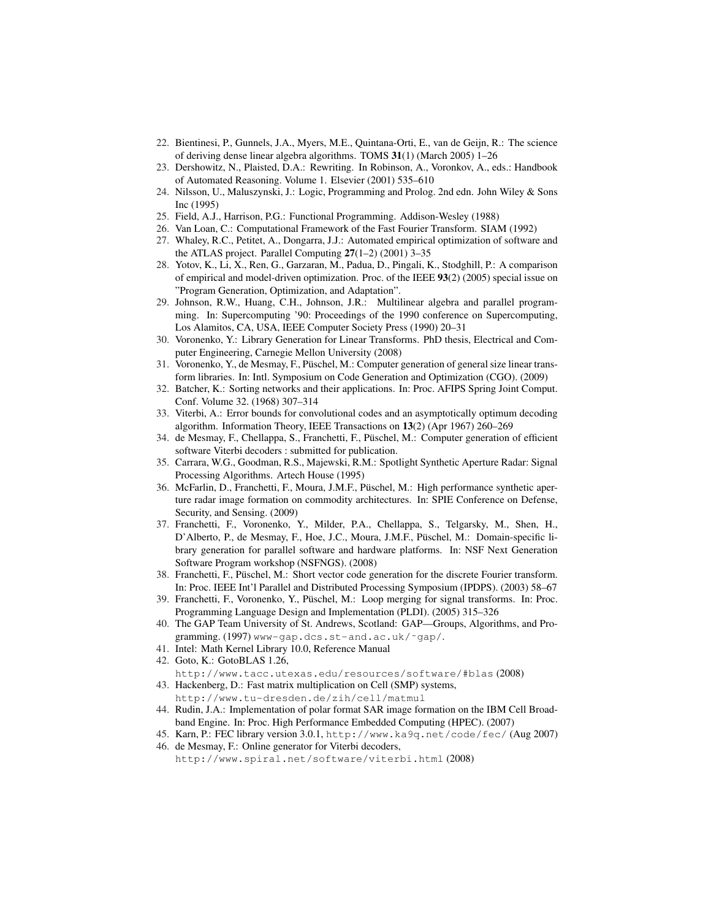22. Bientinesi, P., Gunnels, J.A., Myers, M.E., Quintana-Orti, E., van de Geijn, R.: The science of deriving dense linear algebra algorithms. TOMS **31**(1) (March 2005) 1–26
23. Dershowitz, N., Plaisted, D.A.: Rewriting. In Robinson, A., Voronkov, A., eds.: Handbook of Automated Reasoning. Volume 1. Elsevier (2001) 535–610
24. Nilsson, U., Maluszynski, J.: Logic, Programming and Prolog. 2nd edn. John Wiley & Sons Inc (1995)
25. Field, A.J., Harrison, P.G.: Functional Programming. Addison-Wesley (1988)
26. Van Loan, C.: Computational Framework of the Fast Fourier Transform. SIAM (1992)
27. Whaley, R.C., Petitet, A., Dongarra, J.J.: Automated empirical optimization of software and the ATLAS project. Parallel Computing **27**(1–2) (2001) 3–35
28. Yotov, K., Li, X., Ren, G., Garzaran, M., Padua, D., Pingali, K., Stodghill, P.: A comparison of empirical and model-driven optimization. Proc. of the IEEE **93**(2) (2005) special issue on "Program Generation, Optimization, and Adaptation".
29. Johnson, R.W., Huang, C.H., Johnson, J.R.: Multilinear algebra and parallel programming. In: Supercomputing '90: Proceedings of the 1990 conference on Supercomputing, Los Alamitos, CA, USA, IEEE Computer Society Press (1990) 20–31
30. Voronenko, Y.: Library Generation for Linear Transforms. PhD thesis, Electrical and Computer Engineering, Carnegie Mellon University (2008)
31. Voronenko, Y., de Mesmay, F., Püschel, M.: Computer generation of general size linear transform libraries. In: Intl. Symposium on Code Generation and Optimization (CGO). (2009)
32. Batcher, K.: Sorting networks and their applications. In: Proc. AFIPS Spring Joint Comput. Conf. Volume 32. (1968) 307–314
33. Viterbi, A.: Error bounds for convolutional codes and an asymptotically optimum decoding algorithm. Information Theory, IEEE Transactions on **13**(2) (Apr 1967) 260–269
34. de Mesmay, F., Chellappa, S., Franchetti, F., Püschel, M.: Computer generation of efficient software Viterbi decoders : submitted for publication.
35. Carrara, W.G., Goodman, R.S., Majewski, R.M.: Spotlight Synthetic Aperture Radar: Signal Processing Algorithms. Artech House (1995)
36. McFarlin, D., Franchetti, F., Moura, J.M.F., Püschel, M.: High performance synthetic aperture radar image formation on commodity architectures. In: SPIE Conference on Defense, Security, and Sensing. (2009)
37. Franchetti, F., Voronenko, Y., Milder, P.A., Chellappa, S., Telgarsky, M., Shen, H., D'Alberto, P., de Mesmay, F., Hoe, J.C., Moura, J.M.F., Püschel, M.: Domain-specific library generation for parallel software and hardware platforms. In: NSF Next Generation Software Program workshop (NSFNGS). (2008)
38. Franchetti, F., Püschel, M.: Short vector code generation for the discrete Fourier transform. In: Proc. IEEE Int'l Parallel and Distributed Processing Symposium (IPDPS). (2003) 58–67
39. Franchetti, F., Voronenko, Y., Püschel, M.: Loop merging for signal transforms. In: Proc. Programming Language Design and Implementation (PLDI). (2005) 315–326
40. The GAP Team University of St. Andrews, Scotland: GAP—Groups, Algorithms, and Programming. (1997) `www-gap.dcs.st-and.ac.uk/~gap/`.
41. Intel: Math Kernel Library 10.0, Reference Manual
42. Goto, K.: GotoBLAS 1.26, `http://www.tacc.utexas.edu/resources/software/#blas` (2008)
43. Hackenberg, D.: Fast matrix multiplication on Cell (SMP) systems, `http://www.tu-dresden.de/zih/cell/matmul`
44. Rudin, J.A.: Implementation of polar format SAR image formation on the IBM Cell Broadband Engine. In: Proc. High Performance Embedded Computing (HPEC). (2007)
45. Karn, P.: FEC library version 3.0.1, `http://www.ka9q.net/code/fec/` (Aug 2007)
46. de Mesmay, F.: Online generator for Viterbi decoders, `http://www.spiral.net/software/viterbi.html` (2008)